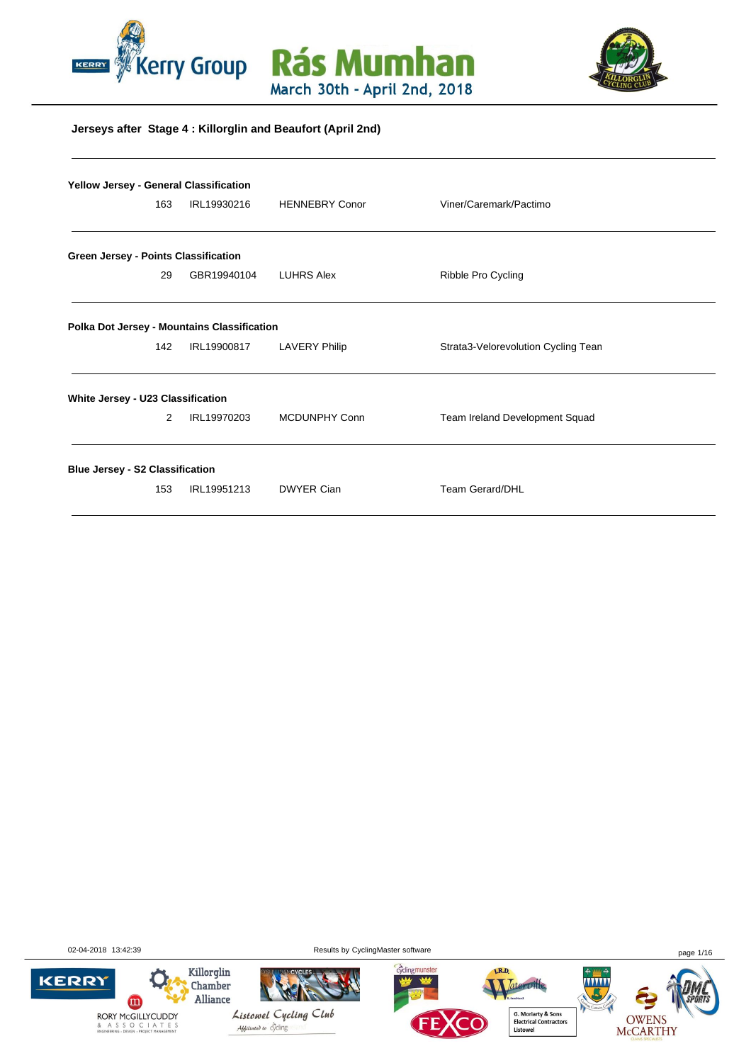# Rás Mumhan

March 30th - April 2nd, 2018

## Jerseys after Stage 4 : Killorglin and Beaufort (April 2nd)

**Yellow Jersey - General Classification**

| 163 | IRL19930216 | HENNEBRY Conor | Viner/Caremark/Pactimo |
|---|---|---|---|

**Green Jersey - Points Classification**

| 29 | GBR19940104 | LUHRS Alex | Ribble Pro Cycling |
|---|---|---|---|

**Polka Dot Jersey - Mountains Classification**

| 142 | IRL19900817 | LAVERY Philip | Strata3-Velorevolution Cycling Tean |
|---|---|---|---|

**White Jersey - U23 Classification**

| 2 | IRL19970203 | MCDUNPHY Conn | Team Ireland Development Squad |
|---|---|---|---|

**Blue Jersey - S2 Classification**

| 153 | IRL19951213 | DWYER Cian | Team Gerard/DHL |
|---|---|---|---|

02-04-2018 13:42:39

Results by CyclingMaster software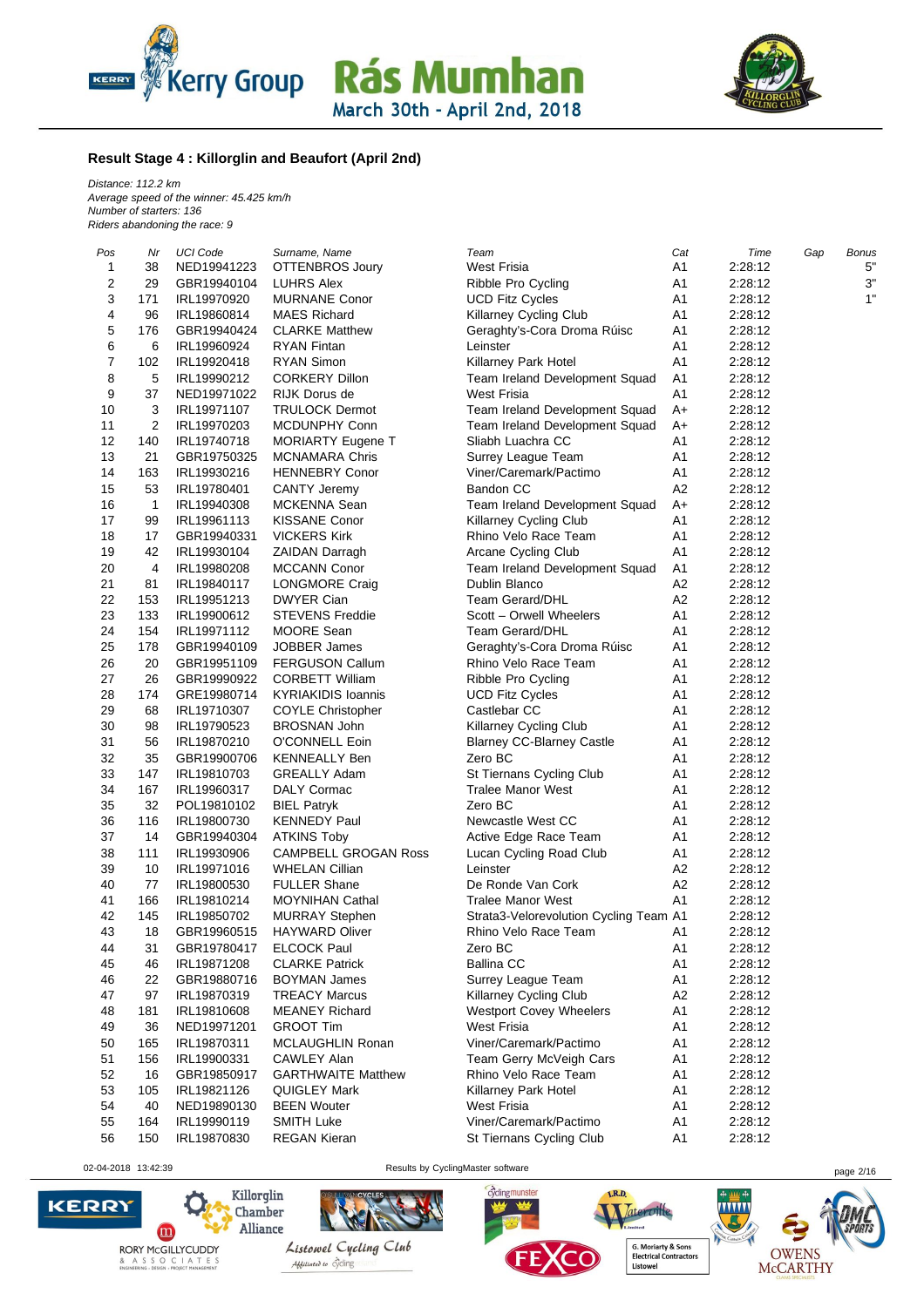**Result Stage 4 : Killorglin and Beaufort (April 2nd)**

*Distance: 112.2 km*
*Average speed of the winner: 45.425 km/h*
*Number of starters: 136*
*Riders abandoning the race: 9*

| Pos | Nr | UCI Code | Surname, Name | Team | Cat | Time | Gap | Bonus |
|---|---|---|---|---|---|---|---|---|
| 1 | 38 | NED19941223 | OTTENBROS Joury | West Frisia | A1 | 2:28:12 | | 5" |
| 2 | 29 | GBR19940104 | LUHRS Alex | Ribble Pro Cycling | A1 | 2:28:12 | | 3" |
| 3 | 171 | IRL19970920 | MURNANE Conor | UCD Fitz Cycles | A1 | 2:28:12 | | 1" |
| 4 | 96 | IRL19860814 | MAES Richard | Killarney Cycling Club | A1 | 2:28:12 | | |
| 5 | 176 | GBR19940424 | CLARKE Matthew | Geraghty's-Cora Droma Rúisc | A1 | 2:28:12 | | |
| 6 | 6 | IRL19960924 | RYAN Fintan | Leinster | A1 | 2:28:12 | | |
| 7 | 102 | IRL19920418 | RYAN Simon | Killarney Park Hotel | A1 | 2:28:12 | | |
| 8 | 5 | IRL19990212 | CORKERY Dillon | Team Ireland Development Squad | A1 | 2:28:12 | | |
| 9 | 37 | NED19971022 | RIJK Dorus de | West Frisia | A1 | 2:28:12 | | |
| 10 | 3 | IRL19971107 | TRULOCK Dermot | Team Ireland Development Squad | A+ | 2:28:12 | | |
| 11 | 2 | IRL19970203 | MCDUNPHY Conn | Team Ireland Development Squad | A+ | 2:28:12 | | |
| 12 | 140 | IRL19740718 | MORIARTY Eugene T | Sliabh Luachra CC | A1 | 2:28:12 | | |
| 13 | 21 | GBR19750325 | MCNAMARA Chris | Surrey League Team | A1 | 2:28:12 | | |
| 14 | 163 | IRL19930216 | HENNEBRY Conor | Viner/Caremark/Pactimo | A1 | 2:28:12 | | |
| 15 | 53 | IRL19780401 | CANTY Jeremy | Bandon CC | A2 | 2:28:12 | | |
| 16 | 1 | IRL19940308 | MCKENNA Sean | Team Ireland Development Squad | A+ | 2:28:12 | | |
| 17 | 99 | IRL19961113 | KISSANE Conor | Killarney Cycling Club | A1 | 2:28:12 | | |
| 18 | 17 | GBR19940331 | VICKERS Kirk | Rhino Velo Race Team | A1 | 2:28:12 | | |
| 19 | 42 | IRL19930104 | ZAIDAN Darragh | Arcane Cycling Club | A1 | 2:28:12 | | |
| 20 | 4 | IRL19980208 | MCCANN Conor | Team Ireland Development Squad | A1 | 2:28:12 | | |
| 21 | 81 | IRL19840117 | LONGMORE Craig | Dublin Blanco | A2 | 2:28:12 | | |
| 22 | 153 | IRL19951213 | DWYER Cian | Team Gerard/DHL | A2 | 2:28:12 | | |
| 23 | 133 | IRL19900612 | JOHNSTON Freddie | Scott – Orwell Wheelers | A1 | 2:28:12 | | |
| 24 | 154 | IRL19971112 | MOORE Sean | Team Gerard/DHL | A1 | 2:28:12 | | |
| 25 | 178 | GBR19940109 | JOBBER James | Geraghty's-Cora Droma Rúisc | A1 | 2:28:12 | | |
| 26 | 20 | GBR19951109 | FERGUSON Callum | Rhino Velo Race Team | A1 | 2:28:12 | | |
| 27 | 26 | GBR19990922 | CORBETT William | Ribble Pro Cycling | A1 | 2:28:12 | | |
| 28 | 174 | GRE19980714 | KYRIAKIDIS Ioannis | UCD Fitz Cycles | A1 | 2:28:12 | | |
| 29 | 68 | IRL19710307 | COYLE Christopher | Castlebar CC | A1 | 2:28:12 | | |
| 30 | 98 | IRL19790523 | BROSNAN John | Killarney Cycling Club | A1 | 2:28:12 | | |
| 31 | 56 | IRL19870210 | O'CONNELL Eoin | Blarney CC-Blarney Castle | A1 | 2:28:12 | | |
| 32 | 35 | GBR19900706 | KENNEALLY Ben | Zero BC | A1 | 2:28:12 | | |
| 33 | 147 | IRL19810703 | GREALLY Adam | St Tiernans Cycling Club | A1 | 2:28:12 | | |
| 34 | 167 | IRL19960317 | DALY Cormac | Tralee Manor West | A1 | 2:28:12 | | |
| 35 | 32 | POL19810102 | BIEL Patryk | Zero BC | A1 | 2:28:12 | | |
| 36 | 116 | IRL19800730 | KENNEDY Paul | Newcastle West CC | A1 | 2:28:12 | | |
| 37 | 14 | GBR19940304 | ATKINS Toby | Active Edge Race Team | A1 | 2:28:12 | | |
| 38 | 111 | IRL19930906 | CAMPBELL GROGAN Ross | Lucan Cycling Road Club | A1 | 2:28:12 | | |
| 39 | 10 | IRL19971016 | WHELAN Cillian | Leinster | A2 | 2:28:12 | | |
| 40 | 77 | IRL19800530 | FULLER Shane | De Ronde Van Cork | A2 | 2:28:12 | | |
| 41 | 166 | IRL19810214 | MOYNIHAN Cathal | Tralee Manor West | A1 | 2:28:12 | | |
| 42 | 145 | IRL19850702 | MURRAY Stephen | Strata3-Velorevolution Cycling Team | A1 | 2:28:12 | | |
| 43 | 18 | GBR19960515 | HAYWARD Oliver | Rhino Velo Race Team | A1 | 2:28:12 | | |
| 44 | 31 | GBR19780417 | ELCOCK Paul | Zero BC | A1 | 2:28:12 | | |
| 45 | 46 | IRL19871208 | CLARKE Patrick | Ballina CC | A1 | 2:28:12 | | |
| 46 | 22 | GBR19880716 | BOYMAN James | Surrey League Team | A1 | 2:28:12 | | |
| 47 | 97 | IRL19870319 | TREACY Marcus | Killarney Cycling Club | A2 | 2:28:12 | | |
| 48 | 181 | IRL19810608 | MEANEY Richard | Westport Covey Wheelers | A1 | 2:28:12 | | |
| 49 | 36 | NED19971201 | GROOT Tim | West Frisia | A1 | 2:28:12 | | |
| 50 | 165 | IRL19870311 | MCLAUGHLIN Ronan | Viner/Caremark/Pactimo | A1 | 2:28:12 | | |
| 51 | 156 | IRL19900331 | CAWLEY Alan | Team Gerry McVeigh Cars | A1 | 2:28:12 | | |
| 52 | 16 | GBR19850917 | GARTHWAITE Matthew | Rhino Velo Race Team | A1 | 2:28:12 | | |
| 53 | 105 | IRL19821126 | QUIGLEY Mark | Killarney Park Hotel | A1 | 2:28:12 | | |
| 54 | 40 | NED19890130 | BEEN Wouter | West Frisia | A1 | 2:28:12 | | |
| 55 | 164 | IRL19990119 | SMITH Luke | Viner/Caremark/Pactimo | A1 | 2:28:12 | | |
| 56 | 150 | IRL19870830 | REGAN Kieran | St Tiernans Cycling Club | A1 | 2:28:12 | | |

02-04-2018 13:42:39 Results by CyclingMaster software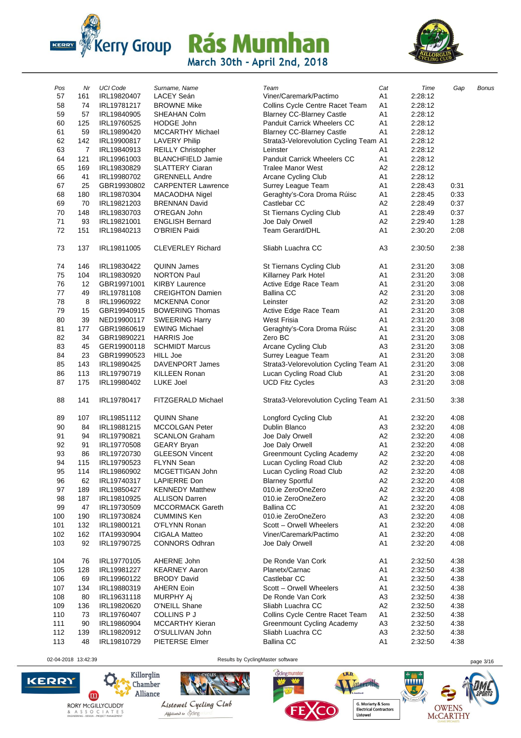# Kerry Group Rás Mumhan

March 30th - April 2nd, 2018

| Pos | Nr | UCI Code | Surname, Name | Team | Cat | Time | Gap | Bonus |
|---|---|---|---|---|---|---|---|---|
| 57 | 161 | IRL19820407 | LACEY Seán | Viner/Caremark/Pactimo | A1 | 2:28:12 | | |
| 58 | 74 | IRL19781217 | BROWNE Mike | Collins Cycle Centre Racet Team | A1 | 2:28:12 | | |
| 59 | 57 | IRL19840905 | SHEAHAN Colm | Blarney CC-Blarney Castle | A1 | 2:28:12 | | |
| 60 | 125 | IRL19760525 | HODGE John | Panduit Carrick Wheelers CC | A1 | 2:28:12 | | |
| 61 | 59 | IRL19890420 | MCCARTHY Michael | Blarney CC-Blarney Castle | A1 | 2:28:12 | | |
| 62 | 142 | IRL19900817 | LAVERY Philip | Strata3-Velorevolution Cycling Team | A1 | 2:28:12 | | |
| 63 | 7 | IRL19840913 | REILLY Christopher | Leinster | A1 | 2:28:12 | | |
| 64 | 121 | IRL19961003 | BLANCHFIELD Jamie | Panduit Carrick Wheelers CC | A1 | 2:28:12 | | |
| 65 | 169 | IRL19830829 | SLATTERY Ciaran | Tralee Manor West | A2 | 2:28:12 | | |
| 66 | 41 | IRL19980702 | GRENNELL Andre | Arcane Cycling Club | A1 | 2:28:12 | | |
| 67 | 25 | GBR19930802 | CARPENTER Lawrence | Surrey League Team | A1 | 2:28:43 | 0:31 | |
| 68 | 180 | IRL19870304 | MACAODHA Nigel | Geraghty's-Cora Droma Rúisc | A1 | 2:28:45 | 0:33 | |
| 69 | 70 | IRL19821203 | BRENNAN David | Castlebar CC | A2 | 2:28:49 | 0:37 | |
| 70 | 148 | IRL19830703 | O'REGAN John | St Tiernans Cycling Club | A1 | 2:28:49 | 0:37 | |
| 71 | 93 | IRL19821001 | ENGLISH Bernard | Joe Daly Orwell | A2 | 2:29:40 | 1:28 | |
| 72 | 151 | IRL19840213 | O'BRIEN Paidi | Team Gerard/DHL | A1 | 2:30:20 | 2:08 | |
| 73 | 137 | IRL19811005 | CLEVERLEY Richard | Sliabh Luachra CC | A3 | 2:30:50 | 2:38 | |
| 74 | 146 | IRL19830422 | QUINN James | St Tiernans Cycling Club | A1 | 2:31:20 | 3:08 | |
| 75 | 104 | IRL19830920 | NORTON Paul | Killarney Park Hotel | A1 | 2:31:20 | 3:08 | |
| 76 | 12 | GBR19971001 | KIRBY Laurence | Active Edge Race Team | A1 | 2:31:20 | 3:08 | |
| 77 | 49 | IRL19781108 | CREIGHTON Damien | Ballina CC | A2 | 2:31:20 | 3:08 | |
| 78 | 8 | IRL19960922 | MCKENNA Conor | Leinster | A2 | 2:31:20 | 3:08 | |
| 79 | 15 | GBR19940915 | BOWERING Thomas | Active Edge Race Team | A1 | 2:31:20 | 3:08 | |
| 80 | 39 | NED19900117 | SWEERING Harry | West Frisia | A1 | 2:31:20 | 3:08 | |
| 81 | 177 | GBR19860619 | EWING Michael | Geraghty's-Cora Droma Rúisc | A1 | 2:31:20 | 3:08 | |
| 82 | 34 | GBR19890221 | HARRIS Joe | Zero BC | A1 | 2:31:20 | 3:08 | |
| 83 | 45 | GER19900118 | SCHMIDT Marcus | Arcane Cycling Club | A3 | 2:31:20 | 3:08 | |
| 84 | 23 | GBR19990523 | HILL Joe | Surrey League Team | A1 | 2:31:20 | 3:08 | |
| 85 | 143 | IRL19890425 | DAVENPORT James | Strata3-Velorevolution Cycling Team | A1 | 2:31:20 | 3:08 | |
| 86 | 113 | IRL19790719 | KILLEEN Ronan | Lucan Cycling Road Club | A1 | 2:31:20 | 3:08 | |
| 87 | 175 | IRL19980402 | LUKE Joel | UCD Fitz Cycles | A3 | 2:31:20 | 3:08 | |
| 88 | 141 | IRL19780417 | FITZGERALD Michael | Strata3-Velorevolution Cycling Team | A1 | 2:31:50 | 3:38 | |
| 89 | 107 | IRL19851112 | QUINN Shane | Longford Cycling Club | A1 | 2:32:20 | 4:08 | |
| 90 | 84 | IRL19881215 | MCCOLGAN Peter | Dublin Blanco | A3 | 2:32:20 | 4:08 | |
| 91 | 94 | IRL19790821 | SCANLON Graham | Joe Daly Orwell | A2 | 2:32:20 | 4:08 | |
| 92 | 91 | IRL19770508 | GEARY Bryan | Joe Daly Orwell | A1 | 2:32:20 | 4:08 | |
| 93 | 86 | IRL19720730 | GLEESON Vincent | Greenmount Cycling Academy | A2 | 2:32:20 | 4:08 | |
| 94 | 115 | IRL19790523 | FLYNN Sean | Lucan Cycling Road Club | A2 | 2:32:20 | 4:08 | |
| 95 | 114 | IRL19860902 | MCGETTIGAN John | Lucan Cycling Road Club | A2 | 2:32:20 | 4:08 | |
| 96 | 62 | IRL19740317 | LAPIERRE Don | Blarney Sportful | A2 | 2:32:20 | 4:08 | |
| 97 | 189 | IRL19850427 | KENNEDY Matthew | 010.ie ZeroOneZero | A2 | 2:32:20 | 4:08 | |
| 98 | 187 | IRL19810925 | ALLISON Darren | 010.ie ZeroOneZero | A2 | 2:32:20 | 4:08 | |
| 99 | 47 | IRL19730509 | MCCORMACK Gareth | Ballina CC | A1 | 2:32:20 | 4:08 | |
| 100 | 190 | IRL19730824 | CUMMINS Ken | 010.ie ZeroOneZero | A3 | 2:32:20 | 4:08 | |
| 101 | 132 | IRL19800121 | O'FLYNN Ronan | Scott – Orwell Wheelers | A1 | 2:32:20 | 4:08 | |
| 102 | 162 | ITA19930904 | CIGALA Matteo | Viner/Caremark/Pactimo | A1 | 2:32:20 | 4:08 | |
| 103 | 92 | IRL19790725 | CONNORS Odhran | Joe Daly Orwell | A1 | 2:32:20 | 4:08 | |
| 104 | 76 | IRL19770105 | AHERNE John | De Ronde Van Cork | A1 | 2:32:50 | 4:38 | |
| 105 | 128 | IRL19981227 | KEARNEY Aaron | Planetx/Carnac | A1 | 2:32:50 | 4:38 | |
| 106 | 69 | IRL19960122 | BRODY David | Castlebar CC | A1 | 2:32:50 | 4:38 | |
| 107 | 134 | IRL19880319 | AHERN Eoin | Scott – Orwell Wheelers | A1 | 2:32:50 | 4:38 | |
| 108 | 80 | IRL19631118 | MURPHY Aj | De Ronde Van Cork | A3 | 2:32:50 | 4:38 | |
| 109 | 136 | IRL19820620 | O'NEILL Shane | Sliabh Luachra CC | A2 | 2:32:50 | 4:38 | |
| 110 | 73 | IRL19760407 | COLLINS P J | Collins Cycle Centre Racet Team | A1 | 2:32:50 | 4:38 | |
| 111 | 90 | IRL19860904 | MCCARTHY Kieran | Greenmount Cycling Academy | A3 | 2:32:50 | 4:38 | |
| 112 | 139 | IRL19820912 | O'SULLIVAN John | Sliabh Luachra CC | A3 | 2:32:50 | 4:38 | |
| 113 | 48 | IRL19810729 | PIETERSE Elmer | Ballina CC | A1 | 2:32:50 | 4:38 | |

02-04-2018 13:42:39 Results by CyclingMaster software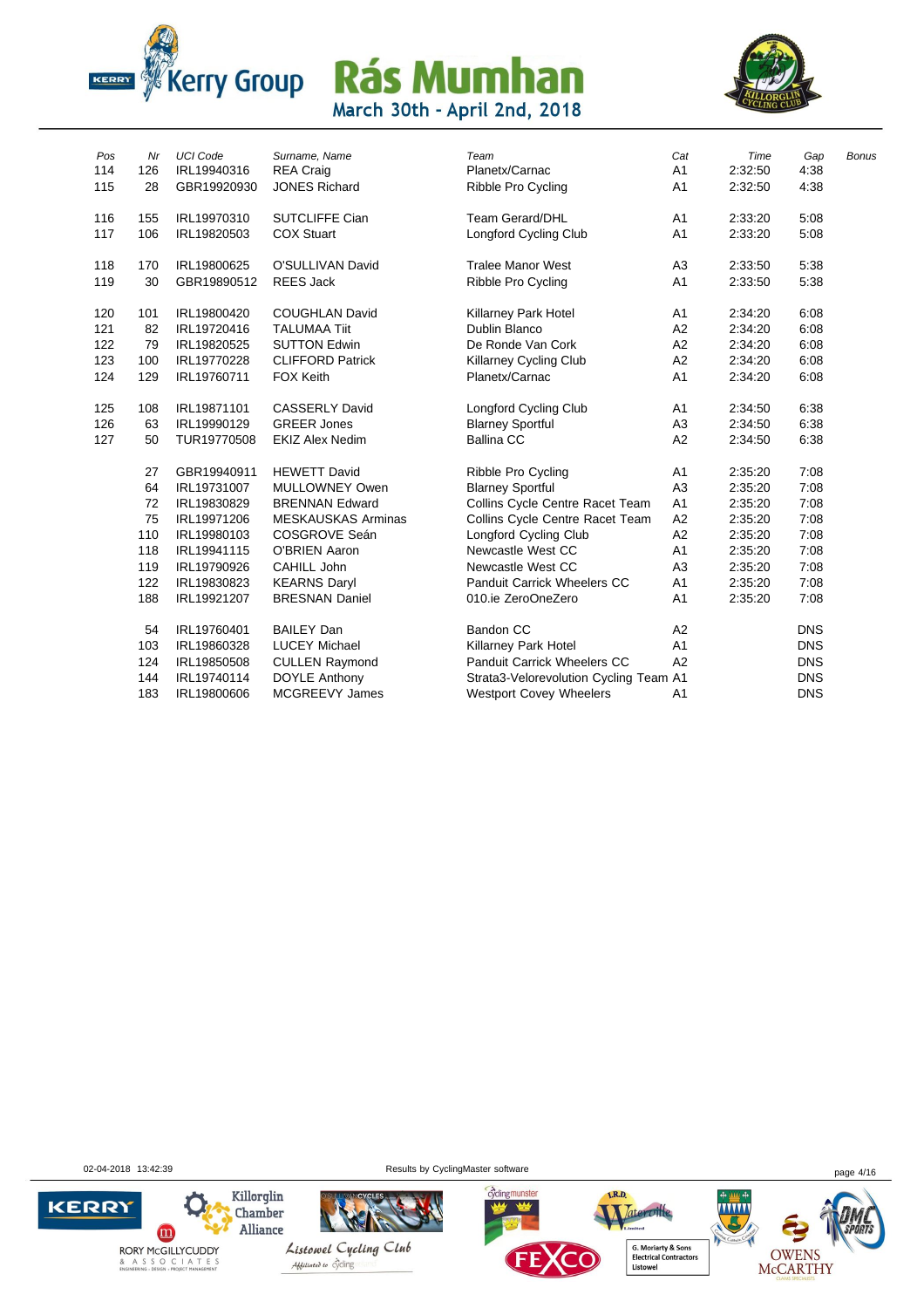# Rás Mumhan

March 30th - April 2nd, 2018

| Pos | Nr | UCI Code | Surname, Name | Team | Cat | Time | Gap | Bonus |
|---|---|---|---|---|---|---|---|---|
| 114 | 126 | IRL19940316 | REA Craig | Planetx/Carnac | A1 | 2:32:50 | 4:38 | |
| 115 | 28 | GBR19920930 | JONES Richard | Ribble Pro Cycling | A1 | 2:32:50 | 4:38 | |
| 116 | 155 | IRL19970310 | SUTCLIFFE Cian | Team Gerard/DHL | A1 | 2:33:20 | 5:08 | |
| 117 | 106 | IRL19820503 | COX Stuart | Longford Cycling Club | A1 | 2:33:20 | 5:08 | |
| 118 | 170 | IRL19800625 | O'SULLIVAN David | Tralee Manor West | A3 | 2:33:50 | 5:38 | |
| 119 | 30 | GBR19890512 | REES Jack | Ribble Pro Cycling | A1 | 2:33:50 | 5:38 | |
| 120 | 101 | IRL19800420 | COUGHLAN David | Killarney Park Hotel | A1 | 2:34:20 | 6:08 | |
| 121 | 82 | IRL19720416 | TALUMAA Tiit | Dublin Blanco | A2 | 2:34:20 | 6:08 | |
| 122 | 79 | IRL19820525 | SUTTON Edwin | De Ronde Van Cork | A2 | 2:34:20 | 6:08 | |
| 123 | 100 | IRL19770228 | CLIFFORD Patrick | Killarney Cycling Club | A2 | 2:34:20 | 6:08 | |
| 124 | 129 | IRL19760711 | FOX Keith | Planetx/Carnac | A1 | 2:34:20 | 6:08 | |
| 125 | 108 | IRL19871101 | CASSERLY David | Longford Cycling Club | A1 | 2:34:50 | 6:38 | |
| 126 | 63 | IRL19990129 | GREER Jones | Blarney Sportful | A3 | 2:34:50 | 6:38 | |
| 127 | 50 | TUR19770508 | EKIZ Alex Nedim | Ballina CC | A2 | 2:34:50 | 6:38 | |
| | 27 | GBR19940911 | HEWETT David | Ribble Pro Cycling | A1 | 2:35:20 | 7:08 | |
| | 64 | IRL19731007 | MULLOWNEY Owen | Blarney Sportful | A3 | 2:35:20 | 7:08 | |
| | 72 | IRL19830829 | BRENNAN Edward | Collins Cycle Centre Racet Team | A1 | 2:35:20 | 7:08 | |
| | 75 | IRL19971206 | MESKAUSKAS Arminas | Collins Cycle Centre Racet Team | A2 | 2:35:20 | 7:08 | |
| | 110 | IRL19980103 | COSGROVE Seán | Longford Cycling Club | A2 | 2:35:20 | 7:08 | |
| | 118 | IRL19941115 | O'BRIEN Aaron | Newcastle West CC | A1 | 2:35:20 | 7:08 | |
| | 119 | IRL19790926 | CAHILL John | Newcastle West CC | A3 | 2:35:20 | 7:08 | |
| | 122 | IRL19830823 | KEARNS Daryl | Panduit Carrick Wheelers CC | A1 | 2:35:20 | 7:08 | |
| | 188 | IRL19921207 | BRESNAN Daniel | 010.ie ZeroOneZero | A1 | 2:35:20 | 7:08 | |
| | 54 | IRL19760401 | BAILEY Dan | Bandon CC | A2 | | DNS | |
| | 103 | IRL19860328 | LUCEY Michael | Killarney Park Hotel | A1 | | DNS | |
| | 124 | IRL19850508 | CULLEN Raymond | Panduit Carrick Wheelers CC | A2 | | DNS | |
| | 144 | IRL19740114 | DOYLE Anthony | Strata3-Velorevolution Cycling Team | A1 | | DNS | |
| | 183 | IRL19800606 | MCGREEVY James | Westport Covey Wheelers | A1 | | DNS | |

02-04-2018 13:42:39 Results by CyclingMaster software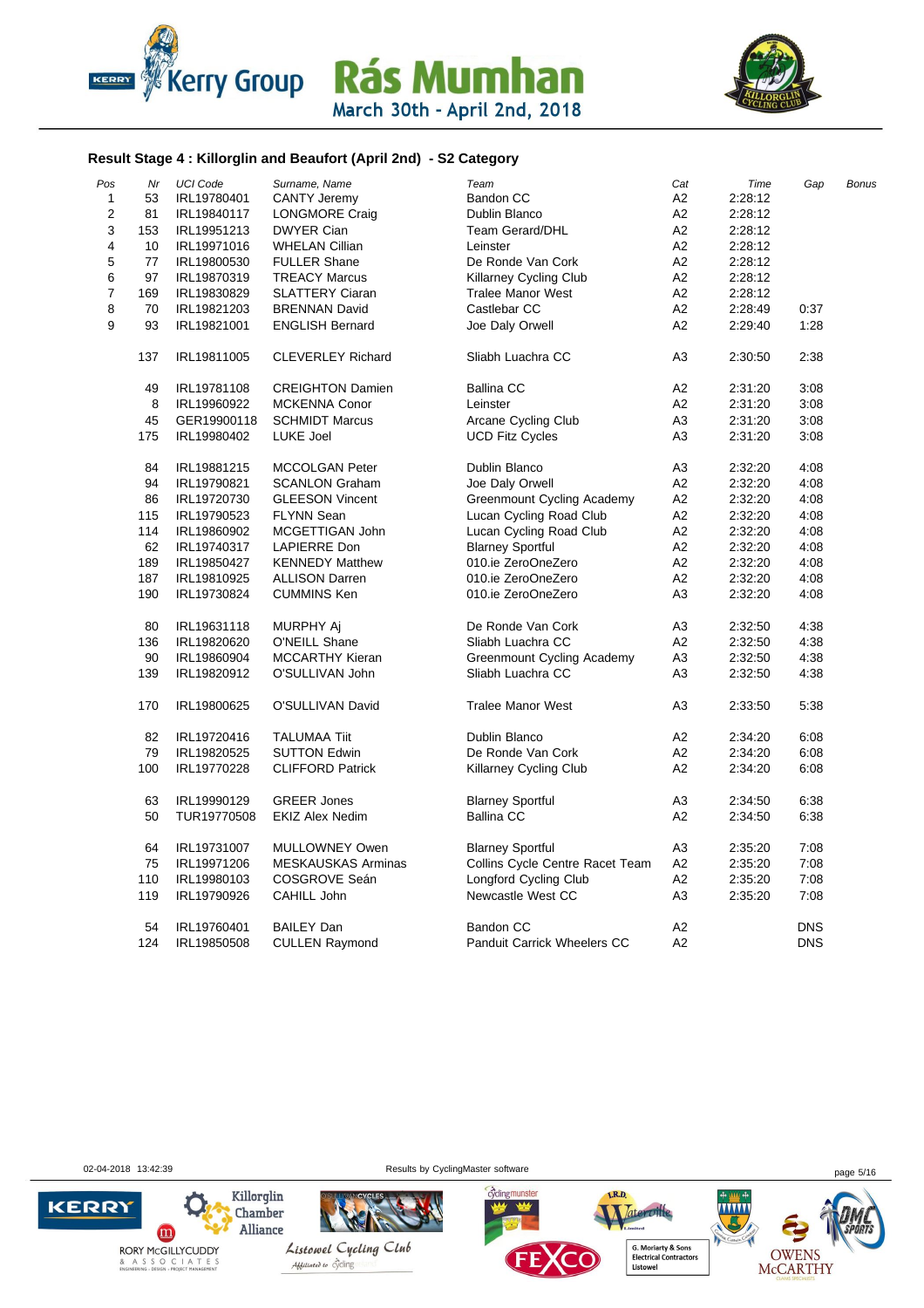### Result Stage 4 : Killorglin and Beaufort (April 2nd) - S2 Category

| Pos | Nr | UCI Code | Surname, Name | Team | Cat | Time | Gap | Bonus |
|---|---|---|---|---|---|---|---|---|
| 1 | 53 | IRL19780401 | CANTY Jeremy | Bandon CC | A2 | 2:28:12 | | |
| 2 | 81 | IRL19840117 | LONGMORE Craig | Dublin Blanco | A2 | 2:28:12 | | |
| 3 | 153 | IRL19951213 | DWYER Cian | Team Gerard/DHL | A2 | 2:28:12 | | |
| 4 | 10 | IRL19971016 | WHELAN Cillian | Leinster | A2 | 2:28:12 | | |
| 5 | 77 | IRL19800530 | FULLER Shane | De Ronde Van Cork | A2 | 2:28:12 | | |
| 6 | 97 | IRL19870319 | TREACY Marcus | Killarney Cycling Club | A2 | 2:28:12 | | |
| 7 | 169 | IRL19830829 | SLATTERY Ciaran | Tralee Manor West | A2 | 2:28:12 | | |
| 8 | 70 | IRL19821203 | BRENNAN David | Castlebar CC | A2 | 2:28:49 | 0:37 | |
| 9 | 93 | IRL19821001 | ENGLISH Bernard | Joe Daly Orwell | A2 | 2:29:40 | 1:28 | |
| | 137 | IRL19811005 | CLEVERLEY Richard | Sliabh Luachra CC | A3 | 2:30:50 | 2:38 | |
| | 49 | IRL19781108 | CREIGHTON Damien | Ballina CC | A2 | 2:31:20 | 3:08 | |
| | 8 | IRL19960922 | MCKENNA Conor | Leinster | A2 | 2:31:20 | 3:08 | |
| | 45 | GER19900118 | SCHMIDT Marcus | Arcane Cycling Club | A3 | 2:31:20 | 3:08 | |
| | 175 | IRL19980402 | LUKE Joel | UCD Fitz Cycles | A3 | 2:31:20 | 3:08 | |
| | 84 | IRL19881215 | MCCOLGAN Peter | Dublin Blanco | A3 | 2:32:20 | 4:08 | |
| | 94 | IRL19790821 | SCANLON Graham | Joe Daly Orwell | A2 | 2:32:20 | 4:08 | |
| | 86 | IRL19720730 | GLEESON Vincent | Greenmount Cycling Academy | A2 | 2:32:20 | 4:08 | |
| | 115 | IRL19790523 | FLYNN Sean | Lucan Cycling Road Club | A2 | 2:32:20 | 4:08 | |
| | 114 | IRL19860902 | MCGETTIGAN John | Lucan Cycling Road Club | A2 | 2:32:20 | 4:08 | |
| | 62 | IRL19740317 | LAPIERRE Don | Blarney Sportful | A2 | 2:32:20 | 4:08 | |
| | 189 | IRL19850427 | KENNEDY Matthew | 010.ie ZeroOneZero | A2 | 2:32:20 | 4:08 | |
| | 187 | IRL19810925 | ALLISON Darren | 010.ie ZeroOneZero | A2 | 2:32:20 | 4:08 | |
| | 190 | IRL19730824 | CUMMINS Ken | 010.ie ZeroOneZero | A3 | 2:32:20 | 4:08 | |
| | 80 | IRL19631118 | MURPHY Aj | De Ronde Van Cork | A3 | 2:32:50 | 4:38 | |
| | 136 | IRL19820620 | O'NEILL Shane | Sliabh Luachra CC | A2 | 2:32:50 | 4:38 | |
| | 90 | IRL19860904 | MCCARTHY Kieran | Greenmount Cycling Academy | A3 | 2:32:50 | 4:38 | |
| | 139 | IRL19820912 | O'SULLIVAN John | Sliabh Luachra CC | A3 | 2:32:50 | 4:38 | |
| | 170 | IRL19800625 | O'SULLIVAN David | Tralee Manor West | A3 | 2:33:50 | 5:38 | |
| | 82 | IRL19720416 | TALUMAA Tiit | Dublin Blanco | A2 | 2:34:20 | 6:08 | |
| | 79 | IRL19820525 | SUTTON Edwin | De Ronde Van Cork | A2 | 2:34:20 | 6:08 | |
| | 100 | IRL19770228 | CLIFFORD Patrick | Killarney Cycling Club | A2 | 2:34:20 | 6:08 | |
| | 63 | IRL19990129 | GREER Jones | Blarney Sportful | A3 | 2:34:50 | 6:38 | |
| | 50 | TUR19770508 | EKIZ Alex Nedim | Ballina CC | A2 | 2:34:50 | 6:38 | |
| | 64 | IRL19731007 | MULLOWNEY Owen | Blarney Sportful | A3 | 2:35:20 | 7:08 | |
| | 75 | IRL19971206 | MESKAUSKAS Arminas | Collins Cycle Centre Racet Team | A2 | 2:35:20 | 7:08 | |
| | 110 | IRL19980103 | COSGROVE Seán | Longford Cycling Club | A2 | 2:35:20 | 7:08 | |
| | 119 | IRL19790926 | CAHILL John | Newcastle West CC | A3 | 2:35:20 | 7:08 | |
| | 54 | IRL19760401 | BAILEY Dan | Bandon CC | A2 | | DNS | |
| | 124 | IRL19850508 | CULLEN Raymond | Panduit Carrick Wheelers CC | A2 | | DNS | |

02-04-2018 13:42:39 Results by CyclingMaster software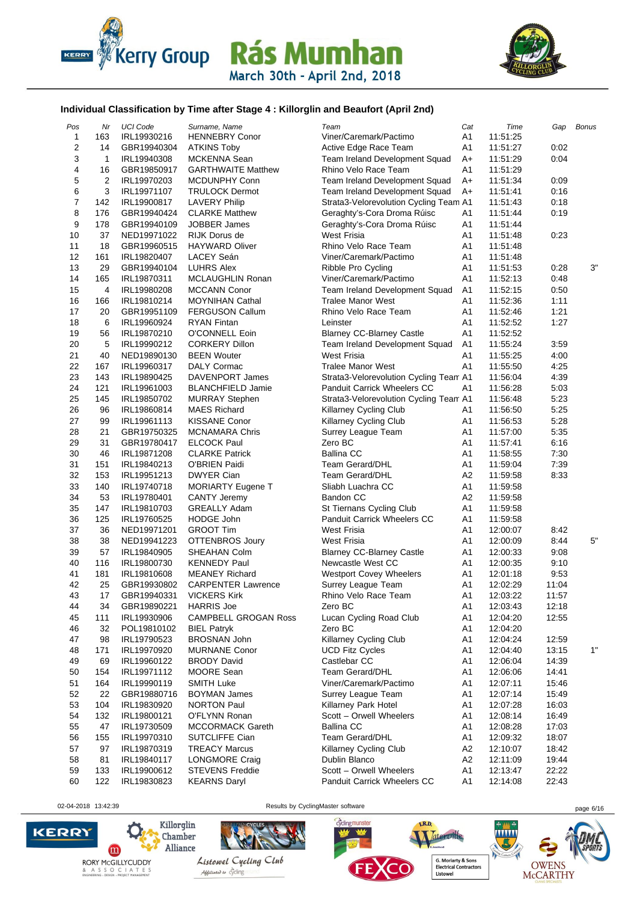Kerry Group Rás Mumhan
March 30th - April 2nd, 2018

## Individual Classification by Time after Stage 4 : Killorglin and Beaufort (April 2nd)

| Pos | Nr | UCI Code | Surname, Name | Team | Cat | Time | Gap | Bonus |
|---|---|---|---|---|---|---|---|---|
| 1 | 163 | IRL19930216 | HENNEBRY Conor | Viner/Caremark/Pactimo | A1 | 11:51:25 | | |
| 2 | 14 | GBR19940304 | ATKINS Toby | Active Edge Race Team | A1 | 11:51:27 | 0:02 | |
| 3 | 1 | IRL19940308 | MCKENNA Sean | Team Ireland Development Squad | A+ | 11:51:29 | 0:04 | |
| 4 | 16 | GBR19850917 | GARTHWAITE Matthew | Rhino Velo Race Team | A1 | 11:51:29 | | |
| 5 | 2 | IRL19970203 | MCDUNPHY Conn | Team Ireland Development Squad | A+ | 11:51:34 | 0:09 | |
| 6 | 3 | IRL19971107 | TRULOCK Dermot | Team Ireland Development Squad | A+ | 11:51:41 | 0:16 | |
| 7 | 142 | IRL19900817 | LAVERY Philip | Strata3-Velorevolution Cycling Team | A1 | 11:51:43 | 0:18 | |
| 8 | 176 | GBR19940424 | CLARKE Matthew | Geraghty's-Cora Droma Rúisc | A1 | 11:51:44 | 0:19 | |
| 9 | 178 | GBR19940109 | JOBBER James | Geraghty's-Cora Droma Rúisc | A1 | 11:51:44 | | |
| 10 | 37 | NED19971022 | RIJK Dorus de | West Frisia | A1 | 11:51:48 | 0:23 | |
| 11 | 18 | GBR19960515 | HAYWARD Oliver | Rhino Velo Race Team | A1 | 11:51:48 | | |
| 12 | 161 | IRL19820407 | LACEY Seán | Viner/Caremark/Pactimo | A1 | 11:51:48 | | |
| 13 | 29 | GBR19940104 | LUHRS Alex | Ribble Pro Cycling | A1 | 11:51:53 | 0:28 | 3" |
| 14 | 165 | IRL19870311 | MCLAUGHLIN Ronan | Viner/Caremark/Pactimo | A1 | 11:52:13 | 0:48 | |
| 15 | 4 | IRL19980208 | MCCANN Conor | Team Ireland Development Squad | A1 | 11:52:15 | 0:50 | |
| 16 | 166 | IRL19810214 | MOYNIHAN Cathal | Tralee Manor West | A1 | 11:52:36 | 1:11 | |
| 17 | 20 | GBR19951109 | FERGUSON Callum | Rhino Velo Race Team | A1 | 11:52:46 | 1:21 | |
| 18 | 6 | IRL19960924 | RYAN Fintan | Leinster | A1 | 11:52:52 | 1:27 | |
| 19 | 56 | IRL19870210 | O'CONNELL Eoin | Blarney CC-Blarney Castle | A1 | 11:52:52 | | |
| 20 | 5 | IRL19990212 | CORKERY Dillon | Team Ireland Development Squad | A1 | 11:55:24 | 3:59 | |
| 21 | 40 | NED19890130 | BEEN Wouter | West Frisia | A1 | 11:55:25 | 4:00 | |
| 22 | 167 | IRL19960317 | DALY Cormac | Tralee Manor West | A1 | 11:55:50 | 4:25 | |
| 23 | 143 | IRL19890425 | DAVENPORT James | Strata3-Velorevolution Cycling Team | A1 | 11:56:04 | 4:39 | |
| 24 | 121 | IRL19961003 | BLANCHFIELD Jamie | Panduit Carrick Wheelers CC | A1 | 11:56:28 | 5:03 | |
| 25 | 145 | IRL19850702 | MURRAY Stephen | Strata3-Velorevolution Cycling Team | A1 | 11:56:48 | 5:23 | |
| 26 | 96 | IRL19860814 | MAES Richard | Killarney Cycling Club | A1 | 11:56:50 | 5:25 | |
| 27 | 99 | IRL19961113 | KISSANE Conor | Killarney Cycling Club | A1 | 11:56:53 | 5:28 | |
| 28 | 21 | GBR19750325 | MCNAMARA Chris | Surrey League Team | A1 | 11:57:00 | 5:35 | |
| 29 | 31 | GBR19780417 | ELCOCK Paul | Zero BC | A1 | 11:57:41 | 6:16 | |
| 30 | 46 | IRL19871208 | CLARKE Patrick | Ballina CC | A1 | 11:58:55 | 7:30 | |
| 31 | 151 | IRL19840213 | O'BRIEN Paidi | Team Gerard/DHL | A1 | 11:59:04 | 7:39 | |
| 32 | 153 | IRL19951213 | DWYER Cian | Team Gerard/DHL | A2 | 11:59:58 | 8:33 | |
| 33 | 140 | IRL19740718 | MORIARTY Eugene T | Sliabh Luachra CC | A1 | 11:59:58 | | |
| 34 | 53 | IRL19780401 | CANTY Jeremy | Bandon CC | A2 | 11:59:58 | | |
| 35 | 147 | IRL19810703 | GREALLY Adam | St Tiernans Cycling Club | A1 | 11:59:58 | | |
| 36 | 125 | IRL19760525 | HODGE John | Panduit Carrick Wheelers CC | A1 | 11:59:58 | | |
| 37 | 36 | NED19971201 | GROOT Tim | West Frisia | A1 | 12:00:07 | 8:42 | |
| 38 | 38 | NED19941223 | OTTENBROS Joury | West Frisia | A1 | 12:00:09 | 8:44 | 5" |
| 39 | 57 | IRL19840905 | SHEAHAN Colm | Blarney CC-Blarney Castle | A1 | 12:00:33 | 9:08 | |
| 40 | 116 | IRL19800730 | KENNEDY Paul | Newcastle West CC | A1 | 12:00:35 | 9:10 | |
| 41 | 181 | IRL19810608 | MEANEY Richard | Westport Covey Wheelers | A1 | 12:01:18 | 9:53 | |
| 42 | 25 | GBR19930802 | CARPENTER Lawrence | Surrey League Team | A1 | 12:02:29 | 11:04 | |
| 43 | 17 | GBR19940331 | VICKERS Kirk | Rhino Velo Race Team | A1 | 12:03:22 | 11:57 | |
| 44 | 34 | GBR19890221 | HARRIS Joe | Zero BC | A1 | 12:03:43 | 12:18 | |
| 45 | 111 | IRL19930906 | CAMPBELL GROGAN Ross | Lucan Cycling Road Club | A1 | 12:04:20 | 12:55 | |
| 46 | 32 | POL19810102 | BIEL Patryk | Zero BC | A1 | 12:04:20 | | |
| 47 | 98 | IRL19790523 | BROSNAN John | Killarney Cycling Club | A1 | 12:04:24 | 12:59 | |
| 48 | 171 | IRL19970920 | MURNANE Conor | UCD Fitz Cycles | A1 | 12:04:40 | 13:15 | 1" |
| 49 | 69 | IRL19960122 | BRODY David | Castlebar CC | A1 | 12:06:04 | 14:39 | |
| 50 | 154 | IRL19971112 | MOORE Sean | Team Gerard/DHL | A1 | 12:06:06 | 14:41 | |
| 51 | 164 | IRL19990119 | SMITH Luke | Viner/Caremark/Pactimo | A1 | 12:07:11 | 15:46 | |
| 52 | 22 | GBR19880716 | BOYMAN James | Surrey League Team | A1 | 12:07:14 | 15:49 | |
| 53 | 104 | IRL19830920 | NORTON Paul | Killarney Park Hotel | A1 | 12:07:28 | 16:03 | |
| 54 | 132 | IRL19800121 | O'FLYNN Ronan | Scott – Orwell Wheelers | A1 | 12:08:14 | 16:49 | |
| 55 | 47 | IRL19730509 | MCCORMACK Gareth | Ballina CC | A1 | 12:08:28 | 17:03 | |
| 56 | 155 | IRL19970310 | SUTCLIFFE Cian | Team Gerard/DHL | A1 | 12:09:32 | 18:07 | |
| 57 | 97 | IRL19870319 | TREACY Marcus | Killarney Cycling Club | A2 | 12:10:07 | 18:42 | |
| 58 | 81 | IRL19840117 | LONGMORE Craig | Dublin Blanco | A2 | 12:11:09 | 19:44 | |
| 59 | 133 | IRL19900612 | STEVENS Freddie | Scott – Orwell Wheelers | A1 | 12:13:47 | 22:22 | |
| 60 | 122 | IRL19830823 | KEARNS Daryl | Panduit Carrick Wheelers CC | A1 | 12:14:08 | 22:43 | |

02-04-2018 13:42:39 Results by CyclingMaster software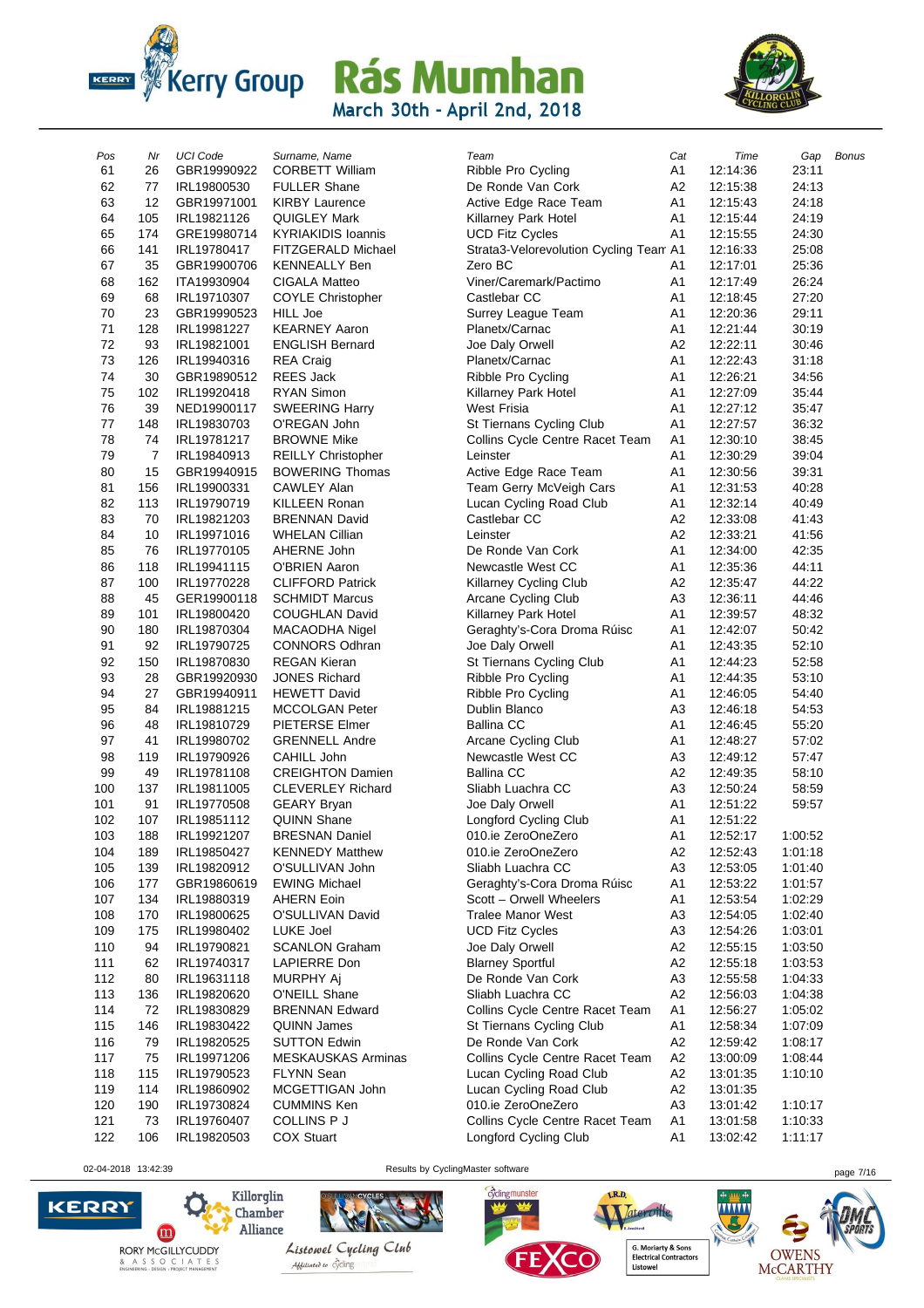# Rás Mumhan

March 30th - April 2nd, 2018

| Pos | Nr | UCI Code | Surname, Name | Team | Cat | Time | Gap | Bonus |
|---|---|---|---|---|---|---|---|---|
| 61 | 26 | GBR19990922 | CORBETT William | Ribble Pro Cycling | A1 | 12:14:36 | 23:11 | |
| 62 | 77 | IRL19800530 | FULLER Shane | De Ronde Van Cork | A2 | 12:15:38 | 24:13 | |
| 63 | 12 | GBR19971001 | KIRBY Laurence | Active Edge Race Team | A1 | 12:15:43 | 24:18 | |
| 64 | 105 | IRL19821126 | QUIGLEY Mark | Killarney Park Hotel | A1 | 12:15:44 | 24:19 | |
| 65 | 174 | GRE19980714 | KYRIAKIDIS Ioannis | UCD Fitz Cycles | A1 | 12:15:55 | 24:30 | |
| 66 | 141 | IRL19780417 | FITZGERALD Michael | Strata3-Velorevolution Cycling Team | A1 | 12:16:33 | 25:08 | |
| 67 | 35 | GBR19900706 | KENNEALLY Ben | Zero BC | A1 | 12:17:01 | 25:36 | |
| 68 | 162 | ITA19930904 | CIGALA Matteo | Viner/Caremark/Pactimo | A1 | 12:17:49 | 26:24 | |
| 69 | 68 | IRL19710307 | COYLE Christopher | Castlebar CC | A1 | 12:18:45 | 27:20 | |
| 70 | 23 | GBR19990523 | HILL Joe | Surrey League Team | A1 | 12:20:36 | 29:11 | |
| 71 | 128 | IRL19981227 | KEARNEY Aaron | Planetx/Carnac | A1 | 12:21:44 | 30:19 | |
| 72 | 93 | IRL19821001 | ENGLISH Bernard | Joe Daly Orwell | A2 | 12:22:11 | 30:46 | |
| 73 | 126 | IRL19940316 | REA Craig | Planetx/Carnac | A1 | 12:22:43 | 31:18 | |
| 74 | 30 | GBR19890512 | REES Jack | Ribble Pro Cycling | A1 | 12:26:21 | 34:56 | |
| 75 | 102 | IRL19920418 | RYAN Simon | Killarney Park Hotel | A1 | 12:27:09 | 35:44 | |
| 76 | 39 | NED19900117 | SWEERING Harry | West Frisia | A1 | 12:27:12 | 35:47 | |
| 77 | 148 | IRL19830703 | O'REGAN John | St Tiernans Cycling Club | A1 | 12:27:57 | 36:32 | |
| 78 | 74 | IRL19781217 | BROWNE Mike | Collins Cycle Centre Racet Team | A1 | 12:30:10 | 38:45 | |
| 79 | 7 | IRL19840913 | REILLY Christopher | Leinster | A1 | 12:30:29 | 39:04 | |
| 80 | 15 | GBR19940915 | BOWERING Thomas | Active Edge Race Team | A1 | 12:30:56 | 39:31 | |
| 81 | 156 | IRL19900331 | CAWLEY Alan | Team Gerry McVeigh Cars | A1 | 12:31:53 | 40:28 | |
| 82 | 113 | IRL19790719 | KILLEEN Ronan | Lucan Cycling Road Club | A1 | 12:32:14 | 40:49 | |
| 83 | 70 | IRL19821203 | BRENNAN David | Castlebar CC | A2 | 12:33:08 | 41:43 | |
| 84 | 10 | IRL19971016 | WHELAN Cillian | Leinster | A2 | 12:33:21 | 41:56 | |
| 85 | 76 | IRL19770105 | AHERNE John | De Ronde Van Cork | A1 | 12:34:00 | 42:35 | |
| 86 | 118 | IRL19941115 | O'BRIEN Aaron | Newcastle West CC | A1 | 12:35:36 | 44:11 | |
| 87 | 100 | IRL19770228 | CLIFFORD Patrick | Killarney Cycling Club | A2 | 12:35:47 | 44:22 | |
| 88 | 45 | GER19900118 | SCHMIDT Marcus | Arcane Cycling Club | A3 | 12:36:11 | 44:46 | |
| 89 | 101 | IRL19800420 | COUGHLAN David | Killarney Park Hotel | A1 | 12:39:57 | 48:32 | |
| 90 | 180 | IRL19870304 | MACAODHA Nigel | Geraghty's-Cora Droma Rúisc | A1 | 12:42:07 | 50:42 | |
| 91 | 92 | IRL19790725 | CONNORS Odhran | Joe Daly Orwell | A1 | 12:43:35 | 52:10 | |
| 92 | 150 | IRL19870830 | REGAN Kieran | St Tiernans Cycling Club | A1 | 12:44:23 | 52:58 | |
| 93 | 28 | GBR19920930 | JONES Richard | Ribble Pro Cycling | A1 | 12:44:35 | 53:10 | |
| 94 | 27 | GBR19940911 | HEWETT David | Ribble Pro Cycling | A1 | 12:46:05 | 54:40 | |
| 95 | 84 | IRL19881215 | MCCOLGAN Peter | Dublin Blanco | A3 | 12:46:18 | 54:53 | |
| 96 | 48 | IRL19810729 | PIETERSE Elmer | Ballina CC | A1 | 12:46:45 | 55:20 | |
| 97 | 41 | IRL19980702 | GRENNELL Andre | Arcane Cycling Club | A1 | 12:48:27 | 57:02 | |
| 98 | 119 | IRL19790926 | CAHILL John | Newcastle West CC | A3 | 12:49:12 | 57:47 | |
| 99 | 49 | IRL19781108 | CREIGHTON Damien | Ballina CC | A2 | 12:49:35 | 58:10 | |
| 100 | 137 | IRL19811005 | CLEVERLEY Richard | Sliabh Luachra CC | A3 | 12:50:24 | 58:59 | |
| 101 | 91 | IRL19770508 | GEARY Bryan | Joe Daly Orwell | A1 | 12:51:22 | 59:57 | |
| 102 | 107 | IRL19851112 | QUINN Shane | Longford Cycling Club | A1 | 12:51:22 | | |
| 103 | 188 | IRL19921207 | BRESNAN Daniel | 010.ie ZeroOneZero | A1 | 12:52:17 | 1:00:52 | |
| 104 | 189 | IRL19850427 | KENNEDY Matthew | 010.ie ZeroOneZero | A2 | 12:52:43 | 1:01:18 | |
| 105 | 139 | IRL19820912 | O'SULLIVAN John | Sliabh Luachra CC | A3 | 12:53:05 | 1:01:40 | |
| 106 | 177 | GBR19860619 | EWING Michael | Geraghty's-Cora Droma Rúisc | A1 | 12:53:22 | 1:01:57 | |
| 107 | 134 | IRL19880319 | AHERN Eoin | Scott – Orwell Wheelers | A1 | 12:53:54 | 1:02:29 | |
| 108 | 170 | IRL19800625 | O'SULLIVAN David | Tralee Manor West | A3 | 12:54:05 | 1:02:40 | |
| 109 | 175 | IRL19980402 | LUKE Joel | UCD Fitz Cycles | A3 | 12:54:26 | 1:03:01 | |
| 110 | 94 | IRL19790821 | SCANLON Graham | Joe Daly Orwell | A2 | 12:55:15 | 1:03:50 | |
| 111 | 62 | IRL19740317 | LAPIERRE Don | Blarney Sportful | A2 | 12:55:18 | 1:03:53 | |
| 112 | 80 | IRL19631118 | MURPHY Aj | De Ronde Van Cork | A3 | 12:55:58 | 1:04:33 | |
| 113 | 136 | IRL19820620 | O'NEILL Shane | Sliabh Luachra CC | A2 | 12:56:03 | 1:04:38 | |
| 114 | 72 | IRL19830829 | BRENNAN Edward | Collins Cycle Centre Racet Team | A1 | 12:56:27 | 1:05:02 | |
| 115 | 146 | IRL19830422 | QUINN James | St Tiernans Cycling Club | A1 | 12:58:34 | 1:07:09 | |
| 116 | 79 | IRL19820525 | SUTTON Edwin | De Ronde Van Cork | A2 | 12:59:42 | 1:08:17 | |
| 117 | 75 | IRL19971206 | MESKAUSKAS Arminas | Collins Cycle Centre Racet Team | A2 | 13:00:09 | 1:08:44 | |
| 118 | 115 | IRL19790523 | FLYNN Sean | Lucan Cycling Road Club | A2 | 13:01:35 | 1:10:10 | |
| 119 | 114 | IRL19860902 | MCGETTIGAN John | Lucan Cycling Road Club | A2 | 13:01:35 | | |
| 120 | 190 | IRL19730824 | CUMMINS Ken | 010.ie ZeroOneZero | A3 | 13:01:42 | 1:10:17 | |
| 121 | 73 | IRL19760407 | COLLINS P J | Collins Cycle Centre Racet Team | A1 | 13:01:58 | 1:10:33 | |
| 122 | 106 | IRL19820503 | COX Stuart | Longford Cycling Club | A1 | 13:02:42 | 1:11:17 | |

02-04-2018 13:42:39 Results by CyclingMaster software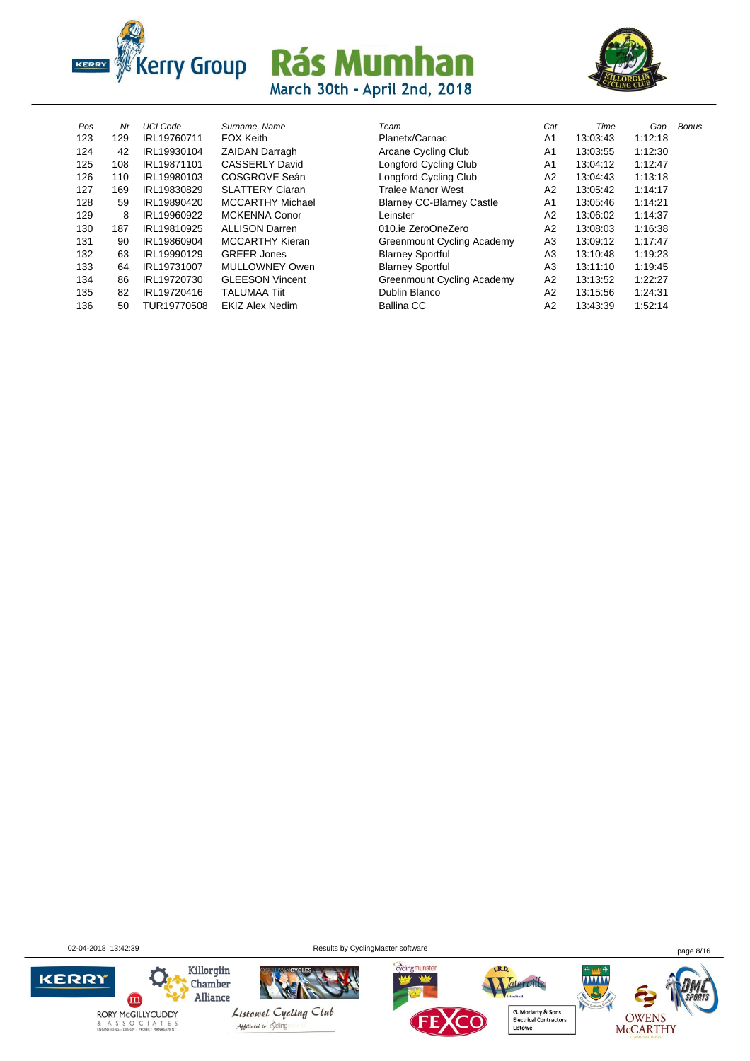# Rás Mumhan

March 30th - April 2nd, 2018

| Pos | Nr | UCI Code | Surname, Name | Team | Cat | Time | Gap | Bonus |
|---|---|---|---|---|---|---|---|---|
| 123 | 129 | IRL19760711 | FOX Keith | Planetx/Carnac | A1 | 13:03:43 | 1:12:18 | |
| 124 | 42 | IRL19930104 | ZAIDAN Darragh | Arcane Cycling Club | A1 | 13:03:55 | 1:12:30 | |
| 125 | 108 | IRL19871101 | CASSERLY David | Longford Cycling Club | A1 | 13:04:12 | 1:12:47 | |
| 126 | 110 | IRL19980103 | COSGROVE Seán | Longford Cycling Club | A2 | 13:04:43 | 1:13:18 | |
| 127 | 169 | IRL19830829 | SLATTERY Ciaran | Tralee Manor West | A2 | 13:05:42 | 1:14:17 | |
| 128 | 59 | IRL19890420 | MCCARTHY Michael | Blarney CC-Blarney Castle | A1 | 13:05:46 | 1:14:21 | |
| 129 | 8 | IRL19960922 | MCKENNA Conor | Leinster | A2 | 13:06:02 | 1:14:37 | |
| 130 | 187 | IRL19810925 | ALLISON Darren | 010.ie ZeroOneZero | A2 | 13:08:03 | 1:16:38 | |
| 131 | 90 | IRL19860904 | MCCARTHY Kieran | Greenmount Cycling Academy | A3 | 13:09:12 | 1:17:47 | |
| 132 | 63 | IRL19990129 | GREER Jones | Blarney Sportful | A3 | 13:10:48 | 1:19:23 | |
| 133 | 64 | IRL19731007 | MULLOWNEY Owen | Blarney Sportful | A3 | 13:11:10 | 1:19:45 | |
| 134 | 86 | IRL19720730 | GLEESON Vincent | Greenmount Cycling Academy | A2 | 13:13:52 | 1:22:27 | |
| 135 | 82 | IRL19720416 | TALUMAA Tiit | Dublin Blanco | A2 | 13:15:56 | 1:24:31 | |
| 136 | 50 | TUR19770508 | EKIZ Alex Nedim | Ballina CC | A2 | 13:43:39 | 1:52:14 | |

02-04-2018 13:42:39 Results by CyclingMaster software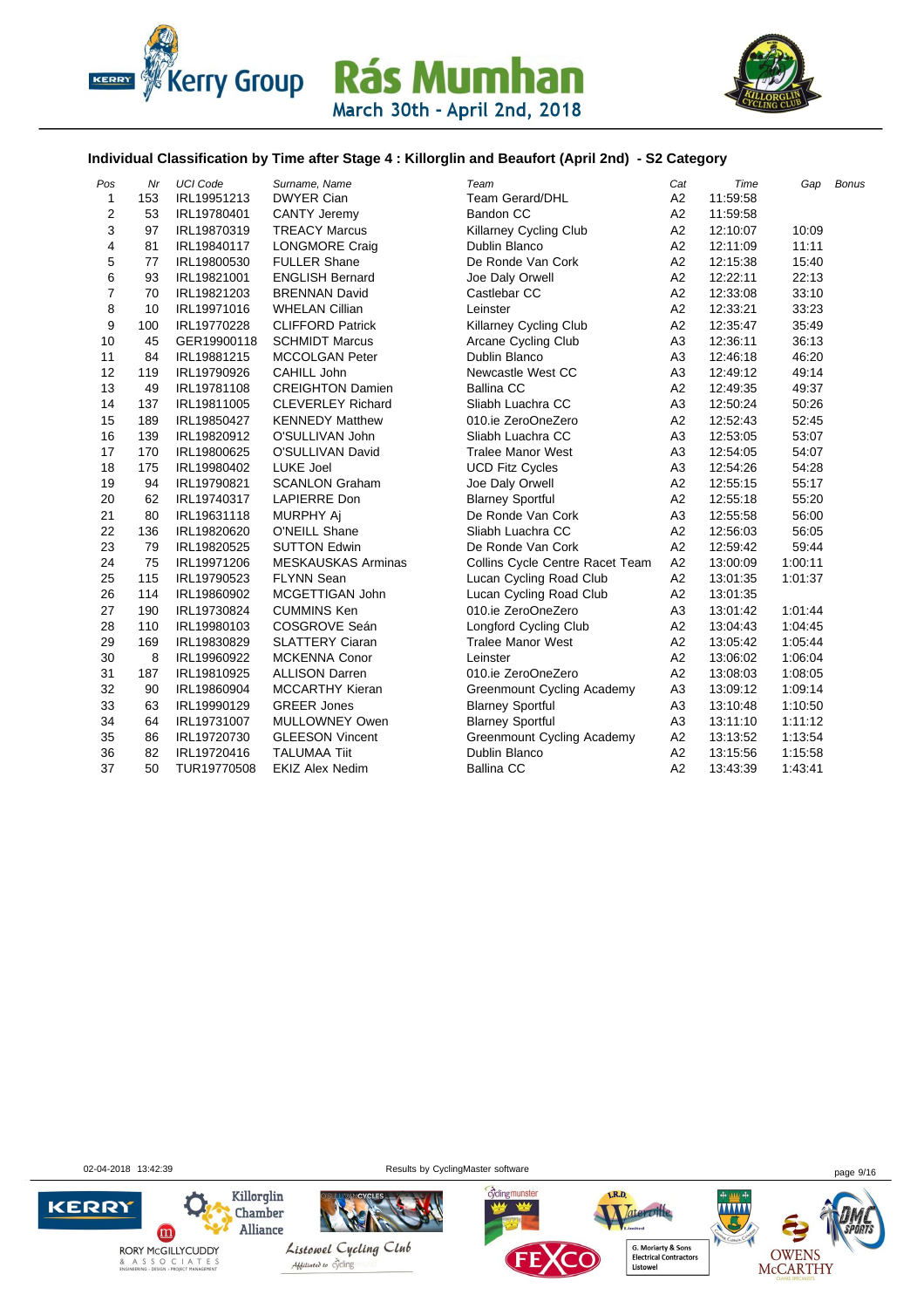Kerry Group Rás Mumhan

March 30th - April 2nd, 2018

### Individual Classification by Time after Stage 4 : Killorglin and Beaufort (April 2nd) - S2 Category

| Pos | Nr | UCI Code | Surname, Name | Team | Cat | Time | Gap | Bonus |
|---|---|---|---|---|---|---|---|---|
| 1 | 153 | IRL19951213 | DWYER Cian | Team Gerard/DHL | A2 | 11:59:58 | | |
| 2 | 53 | IRL19780401 | CANTY Jeremy | Bandon CC | A2 | 11:59:58 | | |
| 3 | 97 | IRL19870319 | TREACY Marcus | Killarney Cycling Club | A2 | 12:10:07 | 10:09 | |
| 4 | 81 | IRL19840117 | LONGMORE Craig | Dublin Blanco | A2 | 12:11:09 | 11:11 | |
| 5 | 77 | IRL19800530 | FULLER Shane | De Ronde Van Cork | A2 | 12:15:38 | 15:40 | |
| 6 | 93 | IRL19821001 | ENGLISH Bernard | Joe Daly Orwell | A2 | 12:22:11 | 22:13 | |
| 7 | 70 | IRL19821203 | BRENNAN David | Castlebar CC | A2 | 12:33:08 | 33:10 | |
| 8 | 10 | IRL19971016 | WHELAN Cillian | Leinster | A2 | 12:33:21 | 33:23 | |
| 9 | 100 | IRL19770228 | CLIFFORD Patrick | Killarney Cycling Club | A2 | 12:35:47 | 35:49 | |
| 10 | 45 | GER19900118 | SCHMIDT Marcus | Arcane Cycling Club | A3 | 12:36:11 | 36:13 | |
| 11 | 84 | IRL19881215 | MCCOLGAN Peter | Dublin Blanco | A3 | 12:46:18 | 46:20 | |
| 12 | 119 | IRL19790926 | CAHILL John | Newcastle West CC | A3 | 12:49:12 | 49:14 | |
| 13 | 49 | IRL19781108 | CREIGHTON Damien | Ballina CC | A2 | 12:49:35 | 49:37 | |
| 14 | 137 | IRL19811005 | CLEVERLEY Richard | Sliabh Luachra CC | A3 | 12:50:24 | 50:26 | |
| 15 | 189 | IRL19850427 | KENNEDY Matthew | 010.ie ZeroOneZero | A2 | 12:52:43 | 52:45 | |
| 16 | 139 | IRL19820912 | O'SULLIVAN John | Sliabh Luachra CC | A3 | 12:53:05 | 53:07 | |
| 17 | 170 | IRL19800625 | O'SULLIVAN David | Tralee Manor West | A3 | 12:54:05 | 54:07 | |
| 18 | 175 | IRL19980402 | LUKE Joel | UCD Fitz Cycles | A3 | 12:54:26 | 54:28 | |
| 19 | 94 | IRL19790821 | SCANLON Graham | Joe Daly Orwell | A2 | 12:55:15 | 55:17 | |
| 20 | 62 | IRL19740317 | LAPIERRE Don | Blarney Sportful | A2 | 12:55:18 | 55:20 | |
| 21 | 80 | IRL19631118 | MURPHY Aj | De Ronde Van Cork | A3 | 12:55:58 | 56:00 | |
| 22 | 136 | IRL19820620 | O'NEILL Shane | Sliabh Luachra CC | A3 | 12:56:03 | 56:05 | |
| 23 | 79 | IRL19820525 | SUTTON Edwin | De Ronde Van Cork | A2 | 12:59:42 | 59:44 | |
| 24 | 75 | IRL19971206 | MESKAUSKAS Arminas | Collins Cycle Centre Racet Team | A2 | 13:00:09 | 1:00:11 | |
| 25 | 115 | IRL19790523 | FLYNN Sean | Lucan Cycling Road Club | A2 | 13:01:35 | 1:01:37 | |
| 26 | 114 | IRL19860902 | MCGETTIGAN John | Lucan Cycling Road Club | A2 | 13:01:35 | | |
| 27 | 190 | IRL19730824 | CUMMINS Ken | 010.ie ZeroOneZero | A3 | 13:01:42 | 1:01:44 | |
| 28 | 110 | IRL19980103 | COSGROVE Seán | Longford Cycling Club | A2 | 13:04:43 | 1:04:45 | |
| 29 | 169 | IRL19830829 | SLATTERY Ciaran | Tralee Manor West | A2 | 13:05:42 | 1:05:44 | |
| 30 | 8 | IRL19960922 | MCKENNA Conor | Leinster | A2 | 13:06:02 | 1:06:04 | |
| 31 | 187 | IRL19810925 | ALLISON Darren | 010.ie ZeroOneZero | A2 | 13:08:03 | 1:08:05 | |
| 32 | 90 | IRL19860904 | MCCARTHY Kieran | Greenmount Cycling Academy | A3 | 13:09:12 | 1:09:14 | |
| 33 | 63 | IRL19990129 | GREER Jones | Blarney Sportful | A3 | 13:10:48 | 1:10:50 | |
| 34 | 64 | IRL19731007 | MULLOWNEY Owen | Blarney Sportful | A3 | 13:11:10 | 1:11:12 | |
| 35 | 86 | IRL19720730 | GLEESON Vincent | Greenmount Cycling Academy | A2 | 13:13:52 | 1:13:54 | |
| 36 | 82 | IRL19720416 | TALUMAA Tiit | Dublin Blanco | A2 | 13:15:56 | 1:15:58 | |
| 37 | 50 | TUR19770508 | EKIZ Alex Nedim | Ballina CC | A2 | 13:43:39 | 1:43:41 | |

02-04-2018 13:42:39 Results by CyclingMaster software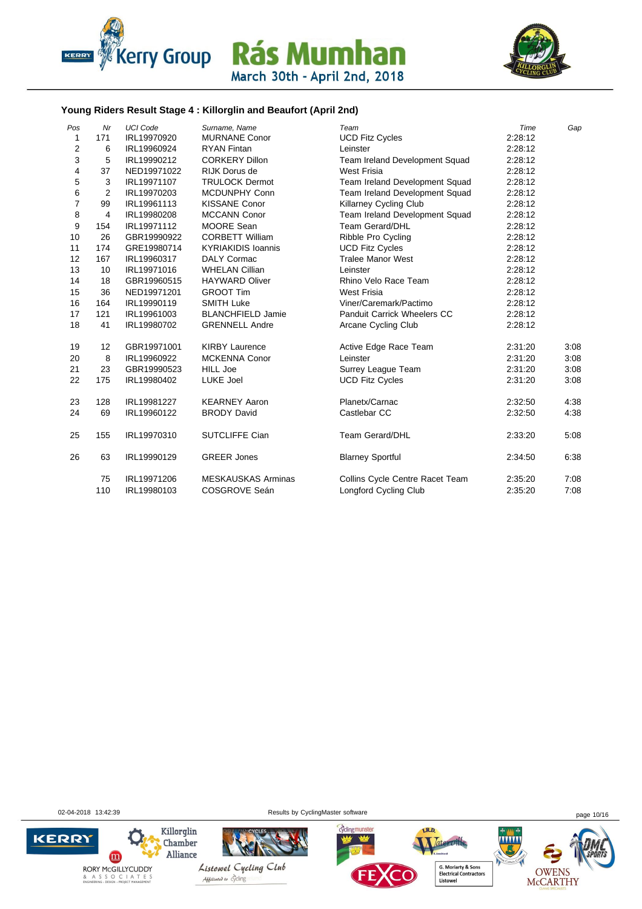Kerry Group Rás Mumhan

March 30th - April 2nd, 2018

### Young Riders Result Stage 4 : Killorglin and Beaufort (April 2nd)

| Pos | Nr | UCI Code | Surname, Name | Team | Time | Gap |
|---|---|---|---|---|---|---|
| 1 | 171 | IRL19970920 | MURNANE Conor | UCD Fitz Cycles | 2:28:12 | |
| 2 | 6 | IRL19960924 | RYAN Fintan | Leinster | 2:28:12 | |
| 3 | 5 | IRL19990212 | CORKERY Dillon | Team Ireland Development Squad | 2:28:12 | |
| 4 | 37 | NED19971022 | RIJK Dorus de | West Frisia | 2:28:12 | |
| 5 | 3 | IRL19971107 | TRULOCK Dermot | Team Ireland Development Squad | 2:28:12 | |
| 6 | 2 | IRL19970203 | MCDUNPHY Conn | Team Ireland Development Squad | 2:28:12 | |
| 7 | 99 | IRL19961113 | KISSANE Conor | Killarney Cycling Club | 2:28:12 | |
| 8 | 4 | IRL19980208 | MCCANN Conor | Team Ireland Development Squad | 2:28:12 | |
| 9 | 154 | IRL19971112 | MOORE Sean | Team Gerard/DHL | 2:28:12 | |
| 10 | 26 | GBR19990922 | CORBETT William | Ribble Pro Cycling | 2:28:12 | |
| 11 | 174 | GRE19980714 | KYRIAKIDIS Ioannis | UCD Fitz Cycles | 2:28:12 | |
| 12 | 167 | IRL19960317 | DALY Cormac | Tralee Manor West | 2:28:12 | |
| 13 | 10 | IRL19971016 | WHELAN Cillian | Leinster | 2:28:12 | |
| 14 | 18 | GBR19960515 | HAYWARD Oliver | Rhino Velo Race Team | 2:28:12 | |
| 15 | 36 | NED19971201 | GROOT Tim | West Frisia | 2:28:12 | |
| 16 | 164 | IRL19990119 | SMITH Luke | Viner/Caremark/Pactimo | 2:28:12 | |
| 17 | 121 | IRL19961003 | BLANCHFIELD Jamie | Panduit Carrick Wheelers CC | 2:28:12 | |
| 18 | 41 | IRL19980702 | GRENNELL Andre | Arcane Cycling Club | 2:28:12 | |
| 19 | 12 | GBR19971001 | KIRBY Laurence | Active Edge Race Team | 2:31:20 | 3:08 |
| 20 | 8 | IRL19960922 | MCKENNA Conor | Leinster | 2:31:20 | 3:08 |
| 21 | 23 | GBR19990523 | HILL Joe | Surrey League Team | 2:31:20 | 3:08 |
| 22 | 175 | IRL19980402 | LUKE Joel | UCD Fitz Cycles | 2:31:20 | 3:08 |
| 23 | 128 | IRL19981227 | KEARNEY Aaron | Planetx/Carnac | 2:32:50 | 4:38 |
| 24 | 69 | IRL19960122 | BRODY David | Castlebar CC | 2:32:50 | 4:38 |
| 25 | 155 | IRL19970310 | SUTCLIFFE Cian | Team Gerard/DHL | 2:33:20 | 5:08 |
| 26 | 63 | IRL19990129 | GREER Jones | Blarney Sportful | 2:34:50 | 6:38 |
| | 75 | IRL19971206 | MESKAUSKAS Arminas | Collins Cycle Centre Racet Team | 2:35:20 | 7:08 |
| | 110 | IRL19980103 | COSGROVE Seán | Longford Cycling Club | 2:35:20 | 7:08 |

02-04-2018 13:42:39 Results by CyclingMaster software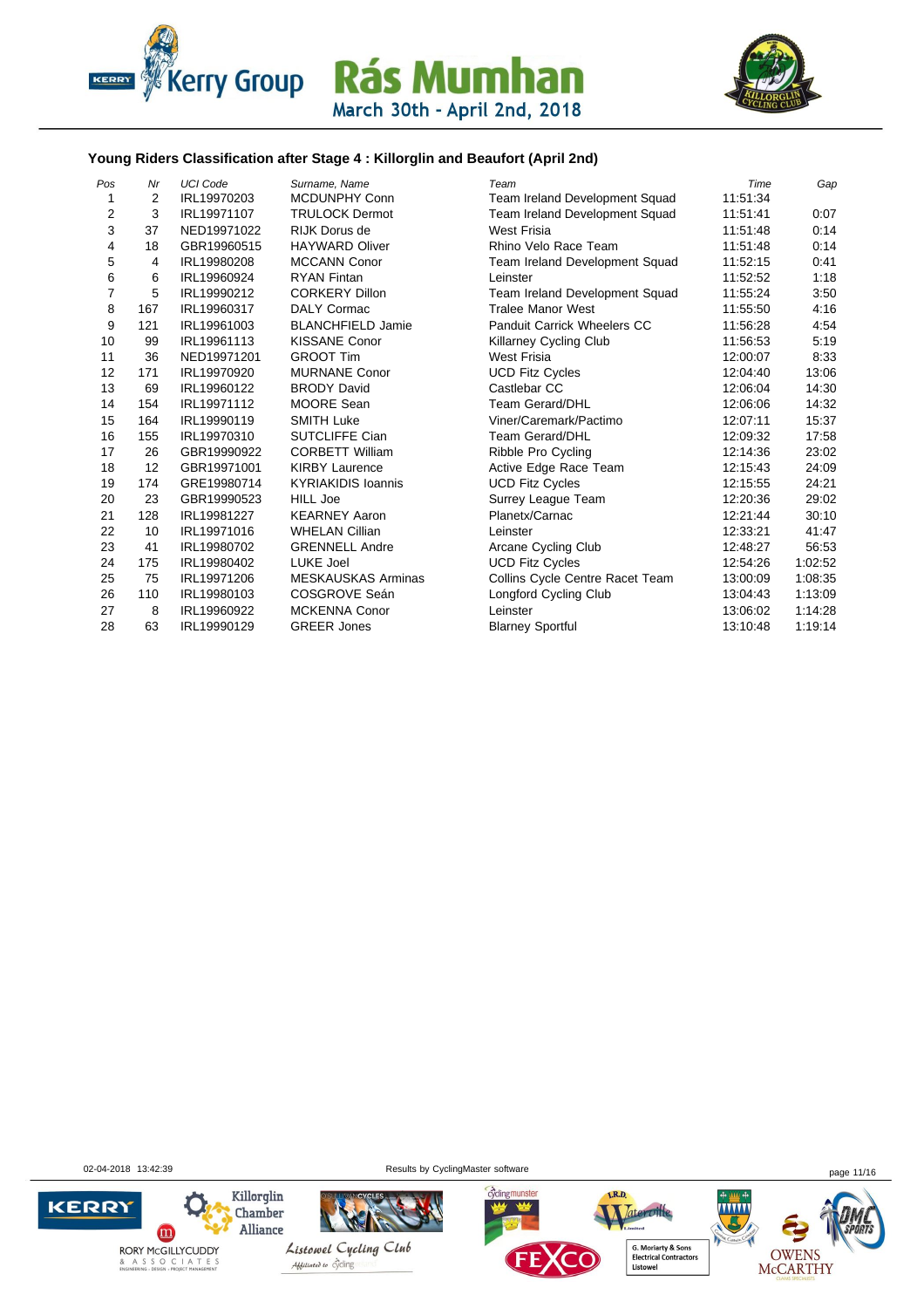## Young Riders Classification after Stage 4 : Killorglin and Beaufort (April 2nd)

| Pos | Nr | UCI Code | Surname, Name | Team | Time | Gap |
|---|---|---|---|---|---|---|
| 1 | 2 | IRL19970203 | MCDUNPHY Conn | Team Ireland Development Squad | 11:51:34 | |
| 2 | 3 | IRL19971107 | TRULOCK Dermot | Team Ireland Development Squad | 11:51:41 | 0:07 |
| 3 | 37 | NED19971022 | RIJK Dorus de | West Frisia | 11:51:48 | 0:14 |
| 4 | 18 | GBR19960515 | HAYWARD Oliver | Rhino Velo Race Team | 11:51:48 | 0:14 |
| 5 | 4 | IRL19980208 | MCCANN Conor | Team Ireland Development Squad | 11:52:15 | 0:41 |
| 6 | 6 | IRL19960924 | RYAN Fintan | Leinster | 11:52:52 | 1:18 |
| 7 | 5 | IRL19990212 | CORKERY Dillon | Team Ireland Development Squad | 11:55:24 | 3:50 |
| 8 | 167 | IRL19960317 | DALY Cormac | Tralee Manor West | 11:55:50 | 4:16 |
| 9 | 121 | IRL19961003 | BLANCHFIELD Jamie | Panduit Carrick Wheelers CC | 11:56:28 | 4:54 |
| 10 | 99 | IRL19961113 | KISSANE Conor | Killarney Cycling Club | 11:56:53 | 5:19 |
| 11 | 36 | NED19971201 | GROOT Tim | West Frisia | 12:00:07 | 8:33 |
| 12 | 171 | IRL19970920 | MURNANE Conor | UCD Fitz Cycles | 12:04:40 | 13:06 |
| 13 | 69 | IRL19960122 | BRODY David | Castlebar CC | 12:06:04 | 14:30 |
| 14 | 154 | IRL19971112 | MOORE Sean | Team Gerard/DHL | 12:06:06 | 14:32 |
| 15 | 164 | IRL19990119 | SMITH Luke | Viner/Caremark/Pactimo | 12:07:11 | 15:37 |
| 16 | 155 | IRL19970310 | SUTCLIFFE Cian | Team Gerard/DHL | 12:09:32 | 17:58 |
| 17 | 26 | GBR19990922 | CORBETT William | Ribble Pro Cycling | 12:14:36 | 23:02 |
| 18 | 12 | GBR19971001 | KIRBY Laurence | Active Edge Race Team | 12:15:43 | 24:09 |
| 19 | 174 | GRE19980714 | KYRIAKIDIS Ioannis | UCD Fitz Cycles | 12:15:55 | 24:21 |
| 20 | 23 | GBR19990523 | HILL Joe | Surrey League Team | 12:20:36 | 29:02 |
| 21 | 128 | IRL19981227 | KEARNEY Aaron | Planetx/Carnac | 12:21:44 | 30:10 |
| 22 | 10 | IRL19971016 | WHELAN Cillian | Leinster | 12:33:21 | 41:47 |
| 23 | 41 | IRL19980702 | GRENNELL Andre | Arcane Cycling Club | 12:48:27 | 56:53 |
| 24 | 175 | IRL19980402 | LUKE Joel | UCD Fitz Cycles | 12:54:26 | 1:02:52 |
| 25 | 75 | IRL19971206 | MESKAUSKAS Arminas | Collins Cycle Centre Racet Team | 13:00:09 | 1:08:35 |
| 26 | 110 | IRL19980103 | COSGROVE Seán | Longford Cycling Club | 13:04:43 | 1:13:09 |
| 27 | 8 | IRL19960922 | MCKENNA Conor | Leinster | 13:06:02 | 1:14:28 |
| 28 | 63 | IRL19990129 | GREER Jones | Blarney Sportful | 13:10:48 | 1:19:14 |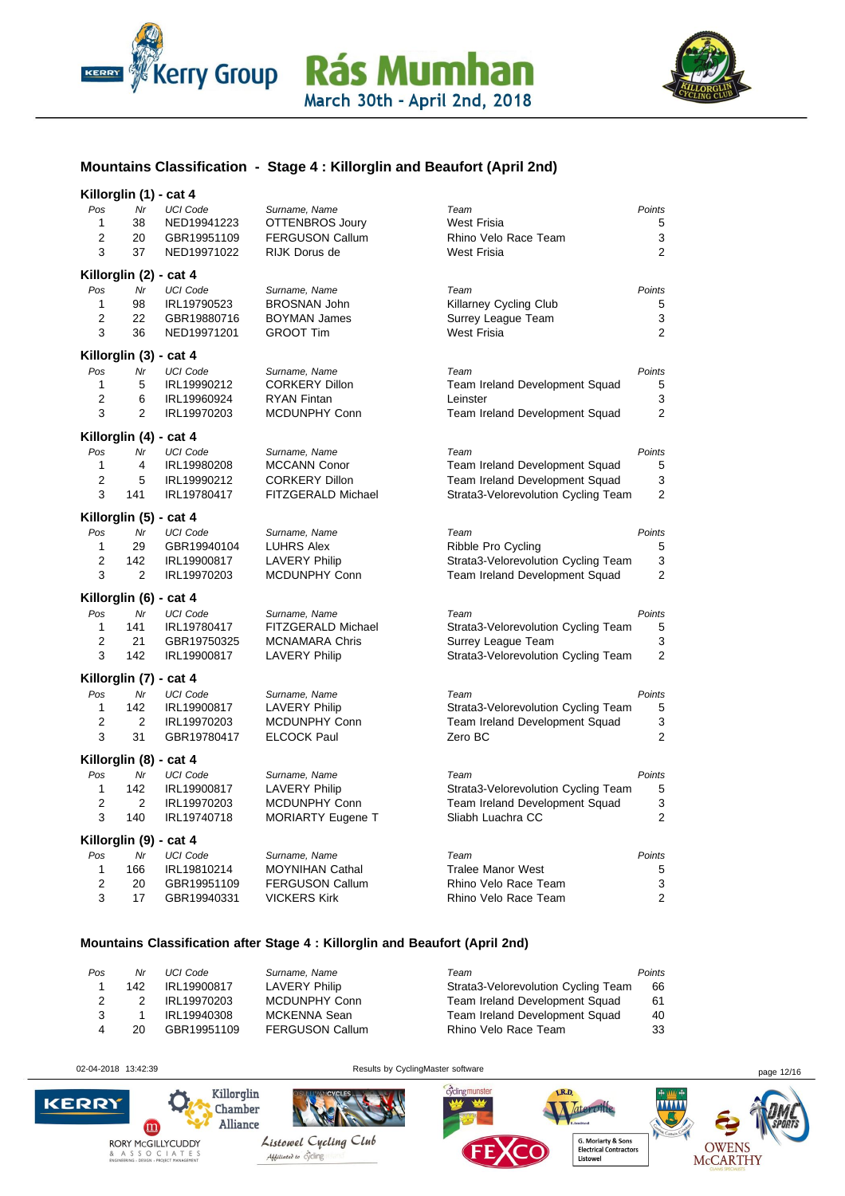## Mountains Classification - Stage 4 : Killorglin and Beaufort (April 2nd)

### Killorglin (1) - cat 4

| Pos | Nr | UCI Code | Surname, Name | Team | Points |
|---|---|---|---|---|---|
| 1 | 38 | NED19941223 | OTTENBROS Joury | West Frisia | 5 |
| 2 | 20 | GBR19951109 | FERGUSON Callum | Rhino Velo Race Team | 3 |
| 3 | 37 | NED19971022 | RIJK Dorus de | West Frisia | 2 |

### Killorglin (2) - cat 4

| Pos | Nr | UCI Code | Surname, Name | Team | Points |
|---|---|---|---|---|---|
| 1 | 98 | IRL19790523 | BROSNAN John | Killarney Cycling Club | 5 |
| 2 | 22 | GBR19880716 | BOYMAN James | Surrey League Team | 3 |
| 3 | 36 | NED19971201 | GROOT Tim | West Frisia | 2 |

### Killorglin (3) - cat 4

| Pos | Nr | UCI Code | Surname, Name | Team | Points |
|---|---|---|---|---|---|
| 1 | 5 | IRL19990212 | CORKERY Dillon | Team Ireland Development Squad | 5 |
| 2 | 6 | IRL19960924 | RYAN Fintan | Leinster | 3 |
| 3 | 2 | IRL19970203 | MCDUNPHY Conn | Team Ireland Development Squad | 2 |

### Killorglin (4) - cat 4

| Pos | Nr | UCI Code | Surname, Name | Team | Points |
|---|---|---|---|---|---|
| 1 | 4 | IRL19980208 | MCCANN Conor | Team Ireland Development Squad | 5 |
| 2 | 5 | IRL19990212 | CORKERY Dillon | Team Ireland Development Squad | 3 |
| 3 | 141 | IRL19780417 | FITZGERALD Michael | Strata3-Velorevolution Cycling Team | 2 |

### Killorglin (5) - cat 4

| Pos | Nr | UCI Code | Surname, Name | Team | Points |
|---|---|---|---|---|---|
| 1 | 29 | GBR19940104 | LUHRS Alex | Ribble Pro Cycling | 5 |
| 2 | 142 | IRL19900817 | LAVERY Philip | Strata3-Velorevolution Cycling Team | 3 |
| 3 | 2 | IRL19970203 | MCDUNPHY Conn | Team Ireland Development Squad | 2 |

### Killorglin (6) - cat 4

| Pos | Nr | UCI Code | Surname, Name | Team | Points |
|---|---|---|---|---|---|
| 1 | 141 | IRL19780417 | FITZGERALD Michael | Strata3-Velorevolution Cycling Team | 5 |
| 2 | 21 | GBR19750325 | MCNAMARA Chris | Surrey League Team | 3 |
| 3 | 142 | IRL19900817 | LAVERY Philip | Strata3-Velorevolution Cycling Team | 2 |

### Killorglin (7) - cat 4

| Pos | Nr | UCI Code | Surname, Name | Team | Points |
|---|---|---|---|---|---|
| 1 | 142 | IRL19900817 | LAVERY Philip | Strata3-Velorevolution Cycling Team | 5 |
| 2 | 2 | IRL19970203 | MCDUNPHY Conn | Team Ireland Development Squad | 3 |
| 3 | 31 | GBR19780417 | ELCOCK Paul | Zero BC | 2 |

### Killorglin (8) - cat 4

| Pos | Nr | UCI Code | Surname, Name | Team | Points |
|---|---|---|---|---|---|
| 1 | 142 | IRL19900817 | LAVERY Philip | Strata3-Velorevolution Cycling Team | 5 |
| 2 | 2 | IRL19970203 | MCDUNPHY Conn | Team Ireland Development Squad | 3 |
| 3 | 140 | IRL19740718 | MORIARTY Eugene T | Sliabh Luachra CC | 2 |

### Killorglin (9) - cat 4

| Pos | Nr | UCI Code | Surname, Name | Team | Points |
|---|---|---|---|---|---|
| 1 | 166 | IRL19810214 | MOYNIHAN Cathal | Tralee Manor West | 5 |
| 2 | 20 | GBR19951109 | FERGUSON Callum | Rhino Velo Race Team | 3 |
| 3 | 17 | GBR19940331 | VICKERS Kirk | Rhino Velo Race Team | 2 |

## Mountains Classification after Stage 4 : Killorglin and Beaufort (April 2nd)

| Pos | Nr | UCI Code | Surname, Name | Team | Points |
|---|---|---|---|---|---|
| 1 | 142 | IRL19900817 | LAVERY Philip | Strata3-Velorevolution Cycling Team | 66 |
| 2 | 2 | IRL19970203 | MCDUNPHY Conn | Team Ireland Development Squad | 61 |
| 3 | 1 | IRL19940308 | MCKENNA Sean | Team Ireland Development Squad | 40 |
| 4 | 20 | GBR19951109 | FERGUSON Callum | Rhino Velo Race Team | 33 |

02-04-2018 13:42:39 Results by CyclingMaster software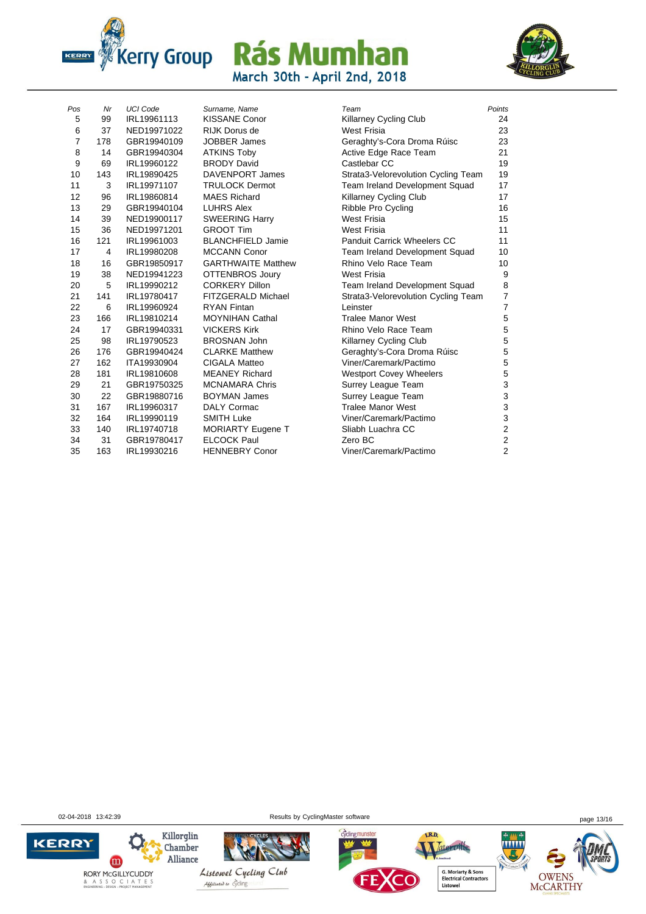# Rás Mumhan

March 30th - April 2nd, 2018

| Pos | Nr | UCI Code | Surname, Name | Team | Points |
|---|---|---|---|---|---|
| 5 | 99 | IRL19961113 | KISSANE Conor | Killarney Cycling Club | 24 |
| 6 | 37 | NED19971022 | RIJK Dorus de | West Frisia | 23 |
| 7 | 178 | GBR19940109 | JOBBER James | Geraghty's-Cora Droma Rúisc | 23 |
| 8 | 14 | GBR19940304 | ATKINS Toby | Active Edge Race Team | 21 |
| 9 | 69 | IRL19960122 | BRODY David | Castlebar CC | 19 |
| 10 | 143 | IRL19890425 | DAVENPORT James | Strata3-Velorevolution Cycling Team | 19 |
| 11 | 3 | IRL19971107 | TRULOCK Dermot | Team Ireland Development Squad | 17 |
| 12 | 96 | IRL19860814 | MAES Richard | Killarney Cycling Club | 17 |
| 13 | 29 | GBR19940104 | LUHRS Alex | Ribble Pro Cycling | 16 |
| 14 | 39 | NED19900117 | SWEERING Harry | West Frisia | 15 |
| 15 | 36 | NED19971201 | GROOT Tim | West Frisia | 11 |
| 16 | 121 | IRL19961003 | BLANCHFIELD Jamie | Panduit Carrick Wheelers CC | 11 |
| 17 | 4 | IRL19980208 | MCCANN Conor | Team Ireland Development Squad | 10 |
| 18 | 16 | GBR19850917 | GARTHWAITE Matthew | Rhino Velo Race Team | 10 |
| 19 | 38 | NED19941223 | OTTENBROS Joury | West Frisia | 9 |
| 20 | 5 | IRL19990212 | CORKERY Dillon | Team Ireland Development Squad | 8 |
| 21 | 141 | IRL19780417 | FITZGERALD Michael | Strata3-Velorevolution Cycling Team | 7 |
| 22 | 6 | IRL19960924 | RYAN Fintan | Leinster | 7 |
| 23 | 166 | IRL19810214 | MOYNIHAN Cathal | Tralee Manor West | 5 |
| 24 | 17 | GBR19940331 | VICKERS Kirk | Rhino Velo Race Team | 5 |
| 25 | 98 | IRL19790523 | BROSNAN John | Killarney Cycling Club | 5 |
| 26 | 176 | GBR19940424 | CLARKE Matthew | Geraghty's-Cora Droma Rúisc | 5 |
| 27 | 162 | ITA19930904 | CIGALA Matteo | Viner/Caremark/Pactimo | 5 |
| 28 | 181 | IRL19810608 | MEANEY Richard | Westport Covey Wheelers | 5 |
| 29 | 21 | GBR19750325 | MCNAMARA Chris | Surrey League Team | 3 |
| 30 | 22 | GBR19880716 | BOYMAN James | Surrey League Team | 3 |
| 31 | 167 | IRL19960317 | DALY Cormac | Tralee Manor West | 3 |
| 32 | 164 | IRL19990119 | SMITH Luke | Viner/Caremark/Pactimo | 3 |
| 33 | 140 | IRL19740718 | MORIARTY Eugene T | Sliabh Luachra CC | 2 |
| 34 | 31 | GBR19780417 | ELCOCK Paul | Zero BC | 2 |
| 35 | 163 | IRL19930216 | HENNEBRY Conor | Viner/Caremark/Pactimo | 2 |

02-04-2018 13:42:39 Results by CyclingMaster software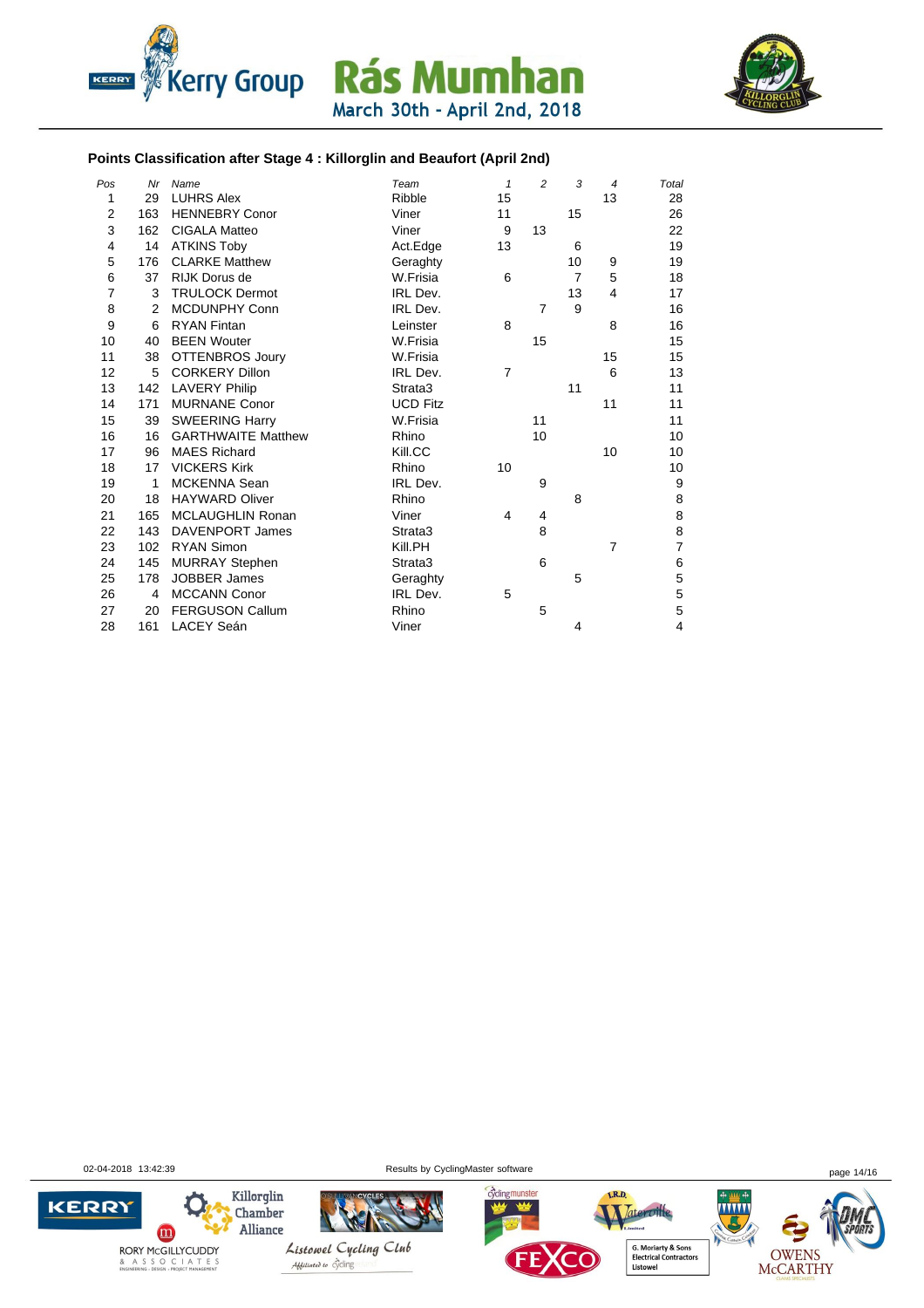# Kerry Group Rás Mumhan

March 30th - April 2nd, 2018

### Points Classification after Stage 4 : Killorglin and Beaufort (April 2nd)

| Pos | Nr | Name | Team | 1 | 2 | 3 | 4 | Total |
|---|---|---|---|---|---|---|---|---|
| 1 | 29 | LUHRS Alex | Ribble | 15 | | | 13 | 28 |
| 2 | 163 | HENNEBRY Conor | Viner | 11 | | 15 | | 26 |
| 3 | 162 | CIGALA Matteo | Viner | 9 | 13 | | | 22 |
| 4 | 14 | ATKINS Toby | Act.Edge | 13 | | 6 | | 19 |
| 5 | 176 | CLARKE Matthew | Geraghty | | | 10 | 9 | 19 |
| 6 | 37 | RIJK Dorus de | W.Frisia | 6 | | 7 | 5 | 18 |
| 7 | 3 | TRULOCK Dermot | IRL Dev. | | | 13 | 4 | 17 |
| 8 | 2 | MCDUNPHY Conn | IRL Dev. | | 7 | 9 | | 16 |
| 9 | 6 | RYAN Fintan | Leinster | 8 | | | 8 | 16 |
| 10 | 40 | BEEN Wouter | W.Frisia | | 15 | | | 15 |
| 11 | 38 | OTTENBROS Joury | W.Frisia | | | | 15 | 15 |
| 12 | 5 | CORKERY Dillon | IRL Dev. | 7 | | | 6 | 13 |
| 13 | 142 | LAVERY Philip | Strata3 | | | 11 | | 11 |
| 14 | 171 | MURNANE Conor | UCD Fitz | | | | 11 | 11 |
| 15 | 39 | SWEERING Harry | W.Frisia | | 11 | | | 11 |
| 16 | 16 | GARTHWAITE Matthew | Rhino | | 10 | | | 10 |
| 17 | 96 | MAES Richard | Kill.CC | | | | 10 | 10 |
| 18 | 17 | VICKERS Kirk | Rhino | 10 | | | | 10 |
| 19 | 1 | MCKENNA Sean | IRL Dev. | | 9 | | | 9 |
| 20 | 18 | HAYWARD Oliver | Rhino | | | 8 | | 8 |
| 21 | 165 | MCLAUGHLIN Ronan | Viner | 4 | 4 | | | 8 |
| 22 | 143 | DAVENPORT James | Strata3 | | 8 | | | 8 |
| 23 | 102 | RYAN Simon | Kill.PH | | | | 7 | 7 |
| 24 | 145 | MURRAY Stephen | Strata3 | | 6 | | | 6 |
| 25 | 178 | JOBBER James | Geraghty | | | 5 | | 5 |
| 26 | 4 | MCCANN Conor | IRL Dev. | 5 | | | | 5 |
| 27 | 20 | FERGUSON Callum | Rhino | | 5 | | | 5 |
| 28 | 161 | LACEY Seán | Viner | | | 4 | | 4 |

02-04-2018 13:42:39 Results by CyclingMaster software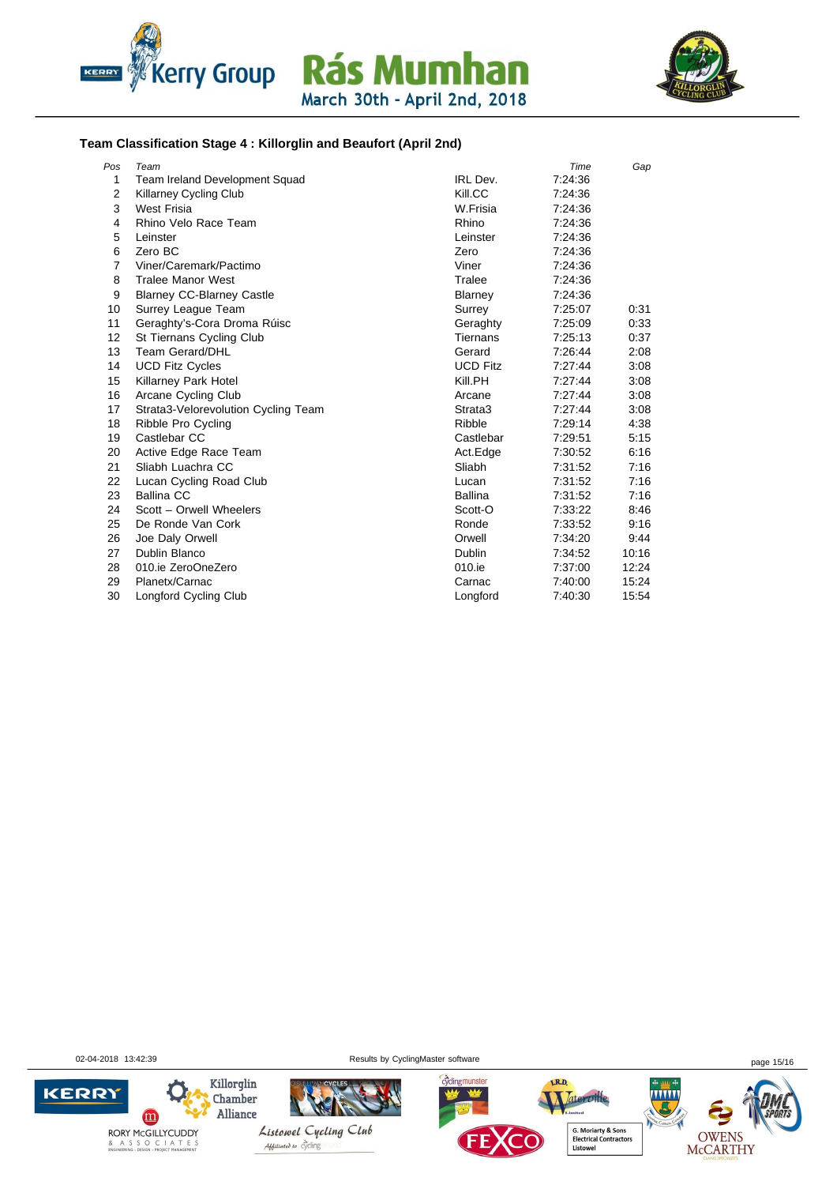### Team Classification Stage 4 : Killorglin and Beaufort (April 2nd)

| Pos | Team | | Time | Gap |
|---|---|---|---|---|
| 1 | Team Ireland Development Squad | IRL Dev. | 7:24:36 | |
| 2 | Killarney Cycling Club | Kill.CC | 7:24:36 | |
| 3 | West Frisia | W.Frisia | 7:24:36 | |
| 4 | Rhino Velo Race Team | Rhino | 7:24:36 | |
| 5 | Leinster | Leinster | 7:24:36 | |
| 6 | Zero BC | Zero | 7:24:36 | |
| 7 | Viner/Caremark/Pactimo | Viner | 7:24:36 | |
| 8 | Tralee Manor West | Tralee | 7:24:36 | |
| 9 | Blarney CC-Blarney Castle | Blarney | 7:24:36 | |
| 10 | Surrey League Team | Surrey | 7:25:07 | 0:31 |
| 11 | Geraghty's-Cora Droma Rúisc | Geraghty | 7:25:09 | 0:33 |
| 12 | St Tiernans Cycling Club | Tiernans | 7:25:13 | 0:37 |
| 13 | Team Gerard/DHL | Gerard | 7:26:44 | 2:08 |
| 14 | UCD Fitz Cycles | UCD Fitz | 7:27:44 | 3:08 |
| 15 | Killarney Park Hotel | Kill.PH | 7:27:44 | 3:08 |
| 16 | Arcane Cycling Club | Arcane | 7:27:44 | 3:08 |
| 17 | Strata3-Velorevolution Cycling Team | Strata3 | 7:27:44 | 3:08 |
| 18 | Ribble Pro Cycling | Ribble | 7:29:14 | 4:38 |
| 19 | Castlebar CC | Castlebar | 7:29:51 | 5:15 |
| 20 | Active Edge Race Team | Act.Edge | 7:30:52 | 6:16 |
| 21 | Sliabh Luachra CC | Sliabh | 7:31:52 | 7:16 |
| 22 | Lucan Cycling Road Club | Lucan | 7:31:52 | 7:16 |
| 23 | Ballina CC | Ballina | 7:31:52 | 7:16 |
| 24 | Scott – Orwell Wheelers | Scott-O | 7:33:22 | 8:46 |
| 25 | De Ronde Van Cork | Ronde | 7:33:52 | 9:16 |
| 26 | Joe Daly Orwell | Orwell | 7:34:20 | 9:44 |
| 27 | Dublin Blanco | Dublin | 7:34:52 | 10:16 |
| 28 | 010.ie ZeroOneZero | 010.ie | 7:37:00 | 12:24 |
| 29 | Planetx/Carnac | Carnac | 7:40:00 | 15:24 |
| 30 | Longford Cycling Club | Longford | 7:40:30 | 15:54 |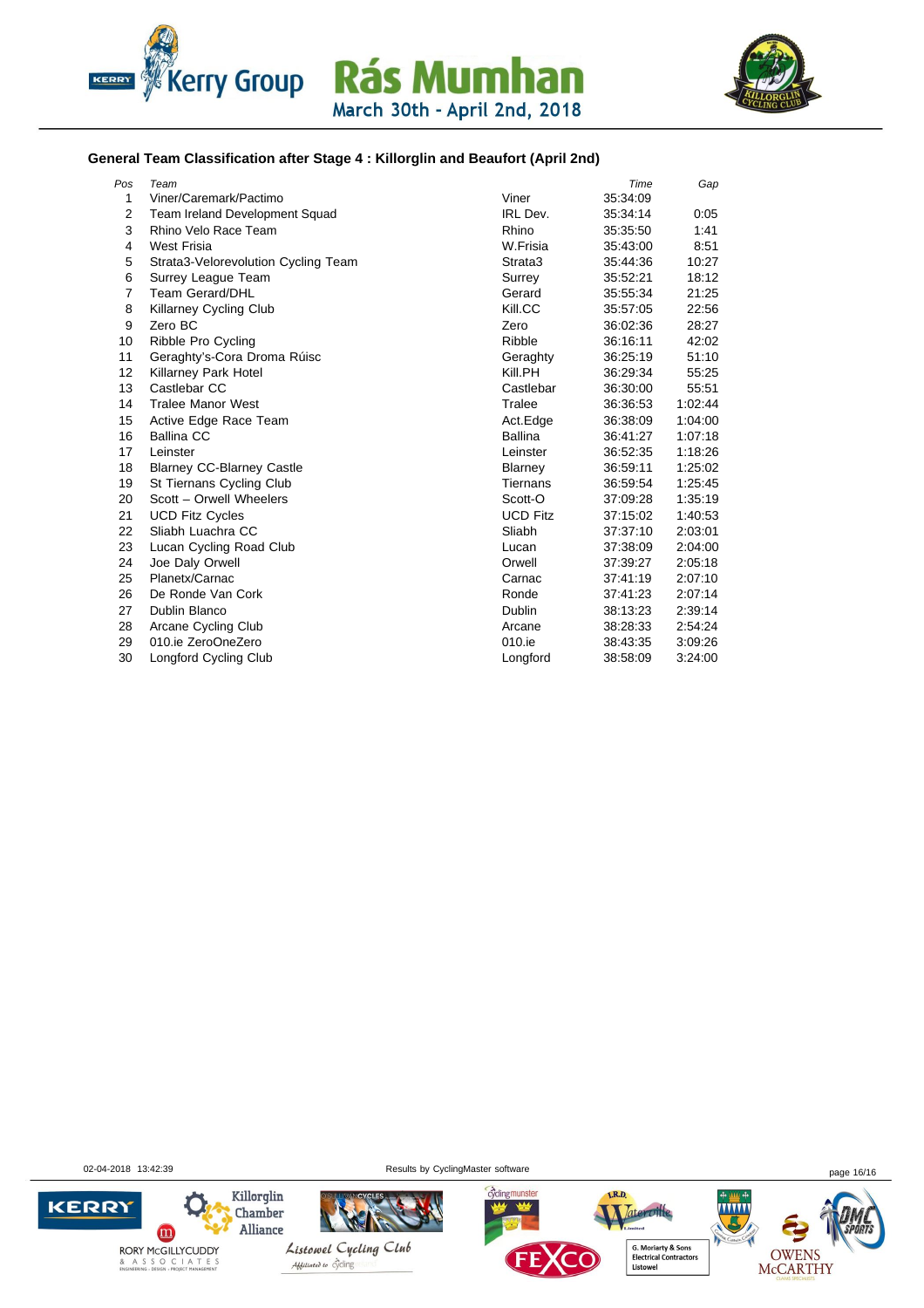## General Team Classification after Stage 4 : Killorglin and Beaufort (April 2nd)

| Pos | Team | | Time | Gap |
|---|---|---|---|---|
| 1 | Viner/Caremark/Pactimo | Viner | 35:34:09 | |
| 2 | Team Ireland Development Squad | IRL Dev. | 35:34:14 | 0:05 |
| 3 | Rhino Velo Race Team | Rhino | 35:35:50 | 1:41 |
| 4 | West Frisia | W.Frisia | 35:43:00 | 8:51 |
| 5 | Strata3-Velorevolution Cycling Team | Strata3 | 35:44:36 | 10:27 |
| 6 | Surrey League Team | Surrey | 35:52:21 | 18:12 |
| 7 | Team Gerard/DHL | Gerard | 35:55:34 | 21:25 |
| 8 | Killarney Cycling Club | Kill.CC | 35:57:05 | 22:56 |
| 9 | Zero BC | Zero | 36:02:36 | 28:27 |
| 10 | Ribble Pro Cycling | Ribble | 36:16:11 | 42:02 |
| 11 | Geraghty's-Cora Droma Rúisc | Geraghty | 36:25:19 | 51:10 |
| 12 | Killarney Park Hotel | Kill.PH | 36:29:34 | 55:25 |
| 13 | Castlebar CC | Castlebar | 36:30:00 | 55:51 |
| 14 | Tralee Manor West | Tralee | 36:36:53 | 1:02:44 |
| 15 | Active Edge Race Team | Act.Edge | 36:38:09 | 1:04:00 |
| 16 | Ballina CC | Ballina | 36:41:27 | 1:07:18 |
| 17 | Leinster | Leinster | 36:52:35 | 1:18:26 |
| 18 | Blarney CC-Blarney Castle | Blarney | 36:59:11 | 1:25:02 |
| 19 | St Tiernans Cycling Club | Tiernans | 36:59:54 | 1:25:45 |
| 20 | Scott – Orwell Wheelers | Scott-O | 37:09:28 | 1:35:19 |
| 21 | UCD Fitz Cycles | UCD Fitz | 37:15:02 | 1:40:53 |
| 22 | Sliabh Luachra CC | Sliabh | 37:37:10 | 2:03:01 |
| 23 | Lucan Cycling Road Club | Lucan | 37:38:09 | 2:04:00 |
| 24 | Joe Daly Orwell | Orwell | 37:39:27 | 2:05:18 |
| 25 | Planetx/Carnac | Carnac | 37:41:19 | 2:07:10 |
| 26 | De Ronde Van Cork | Ronde | 37:41:23 | 2:07:14 |
| 27 | Dublin Blanco | Dublin | 38:13:23 | 2:39:14 |
| 28 | Arcane Cycling Club | Arcane | 38:28:33 | 2:54:24 |
| 29 | 010.ie ZeroOneZero | 010.ie | 38:43:35 | 3:09:26 |
| 30 | Longford Cycling Club | Longford | 38:58:09 | 3:24:00 |

02-04-2018 13:42:39 Results by CyclingMaster software